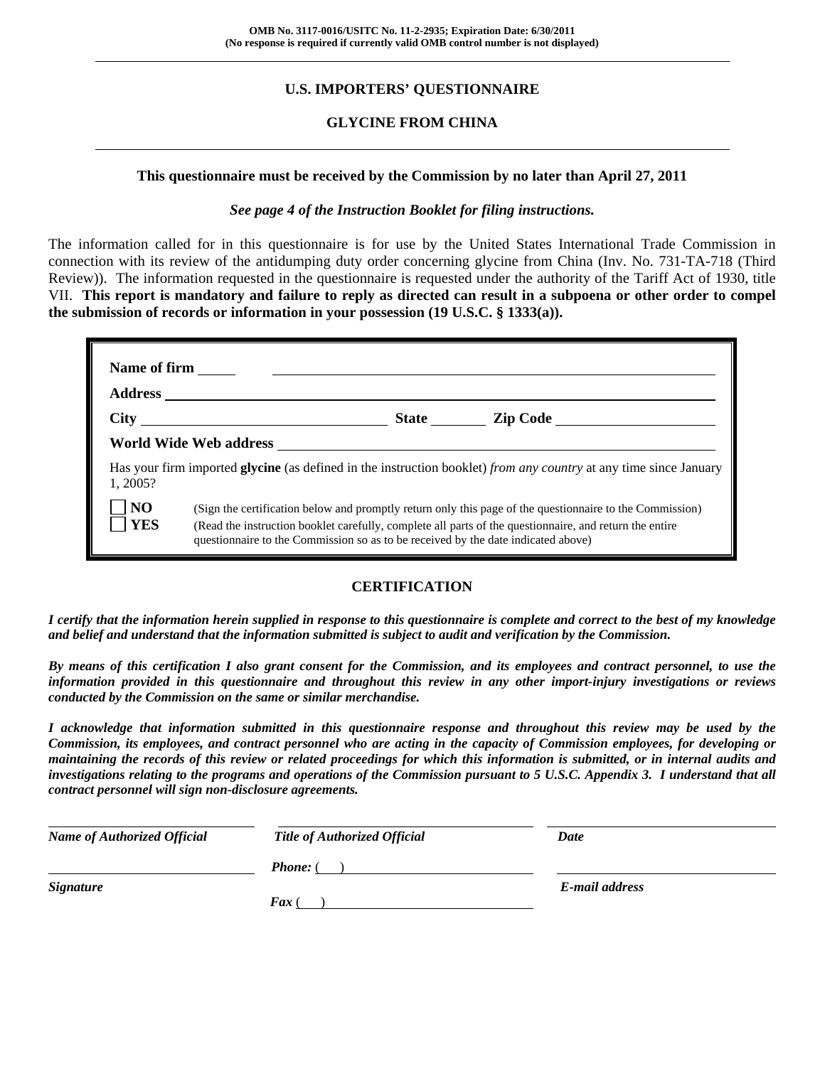OMB No. 3117-0016/USITC No. 11-2-2935; Expiration Date: 6/30/2011
(No response is required if currently valid OMB control number is not displayed)

# U.S. IMPORTERS' QUESTIONNAIRE

## GLYCINE FROM CHINA

**This questionnaire must be received by the Commission by no later than April 27, 2011**

***See page 4 of the Instruction Booklet for filing instructions.***

The information called for in this questionnaire is for use by the United States International Trade Commission in connection with its review of the antidumping duty order concerning glycine from China (Inv. No. 731-TA-718 (Third Review)). The information requested in the questionnaire is requested under the authority of the Tariff Act of 1930, title VII. **This report is mandatory and failure to reply as directed can result in a subpoena or other order to compel the submission of records or information in your possession (19 U.S.C. § 1333(a)).**

**Name of firm** ______________________

**Address** ______________________

**City** ______________ **State** ________ **Zip Code** ______________

**World Wide Web address** ______________________

Has your firm imported **glycine** (as defined in the instruction booklet) *from any country* at any time since January 1, 2005?

- ☐ **NO** (Sign the certification below and promptly return only this page of the questionnaire to the Commission)
- ☐ **YES** (Read the instruction booklet carefully, complete all parts of the questionnaire, and return the entire questionnaire to the Commission so as to be received by the date indicated above)

## CERTIFICATION

***I certify that the information herein supplied in response to this questionnaire is complete and correct to the best of my knowledge and belief and understand that the information submitted is subject to audit and verification by the Commission.***

***By means of this certification I also grant consent for the Commission, and its employees and contract personnel, to use the information provided in this questionnaire and throughout this review in any other import-injury investigations or reviews conducted by the Commission on the same or similar merchandise.***

***I acknowledge that information submitted in this questionnaire response and throughout this review may be used by the Commission, its employees, and contract personnel who are acting in the capacity of Commission employees, for developing or maintaining the records of this review or related proceedings for which this information is submitted, or in internal audits and investigations relating to the programs and operations of the Commission pursuant to 5 U.S.C. Appendix 3. I understand that all contract personnel will sign non-disclosure agreements.***

| ______________________ | ______________________ | ______________________ |
|---|---|---|
| ***Name of Authorized Official*** | ***Title of Authorized Official*** | ***Date*** |
| ______________________ | ***Phone:*** ( ) ______________ | ______________________ |
| ***Signature*** | ***Fax*** ( ) ______________ | ***E-mail address*** |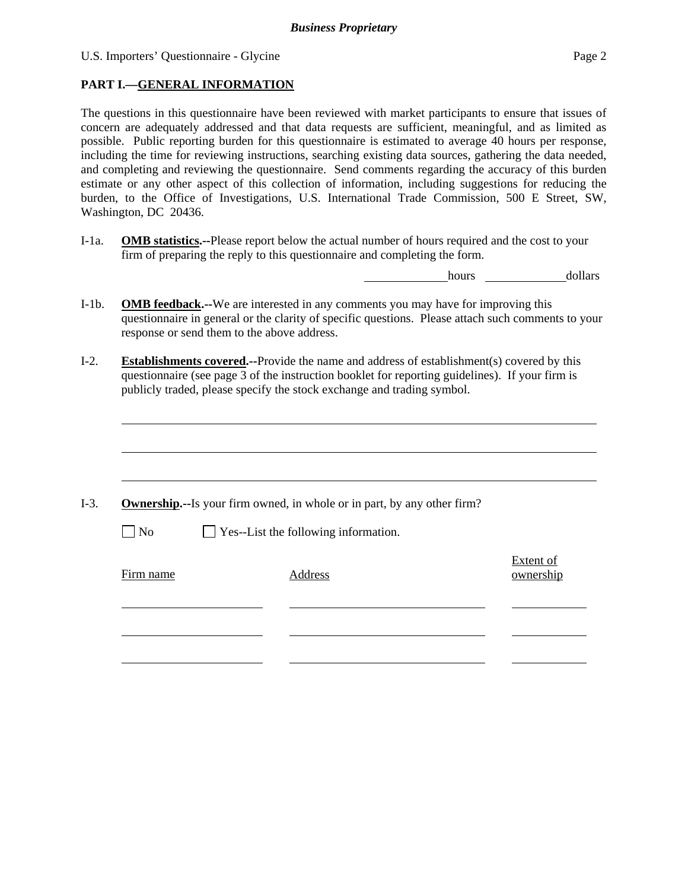**PART I.—GENERAL INFORMATION**

The questions in this questionnaire have been reviewed with market participants to ensure that issues of concern are adequately addressed and that data requests are sufficient, meaningful, and as limited as possible. Public reporting burden for this questionnaire is estimated to average 40 hours per response, including the time for reviewing instructions, searching existing data sources, gathering the data needed, and completing and reviewing the questionnaire. Send comments regarding the accuracy of this burden estimate or any other aspect of this collection of information, including suggestions for reducing the burden, to the Office of Investigations, U.S. International Trade Commission, 500 E Street, SW, Washington, DC 20436.

I-1a. **OMB statistics.--**Please report below the actual number of hours required and the cost to your firm of preparing the reply to this questionnaire and completing the form.

_____________ hours _____________ dollars

I-1b. **OMB feedback.--**We are interested in any comments you may have for improving this questionnaire in general or the clarity of specific questions. Please attach such comments to your response or send them to the above address.

I-2. **Establishments covered.--**Provide the name and address of establishment(s) covered by this questionnaire (see page 3 of the instruction booklet for reporting guidelines). If your firm is publicly traded, please specify the stock exchange and trading symbol.

_____________________________________________

_____________________________________________

_____________________________________________

I-3. **Ownership.--**Is your firm owned, in whole or in part, by any other firm?

☐ No ☐ Yes--List the following information.

| Firm name | Address | Extent of ownership |
|---|---|---|
| | | |
| | | |
| | | |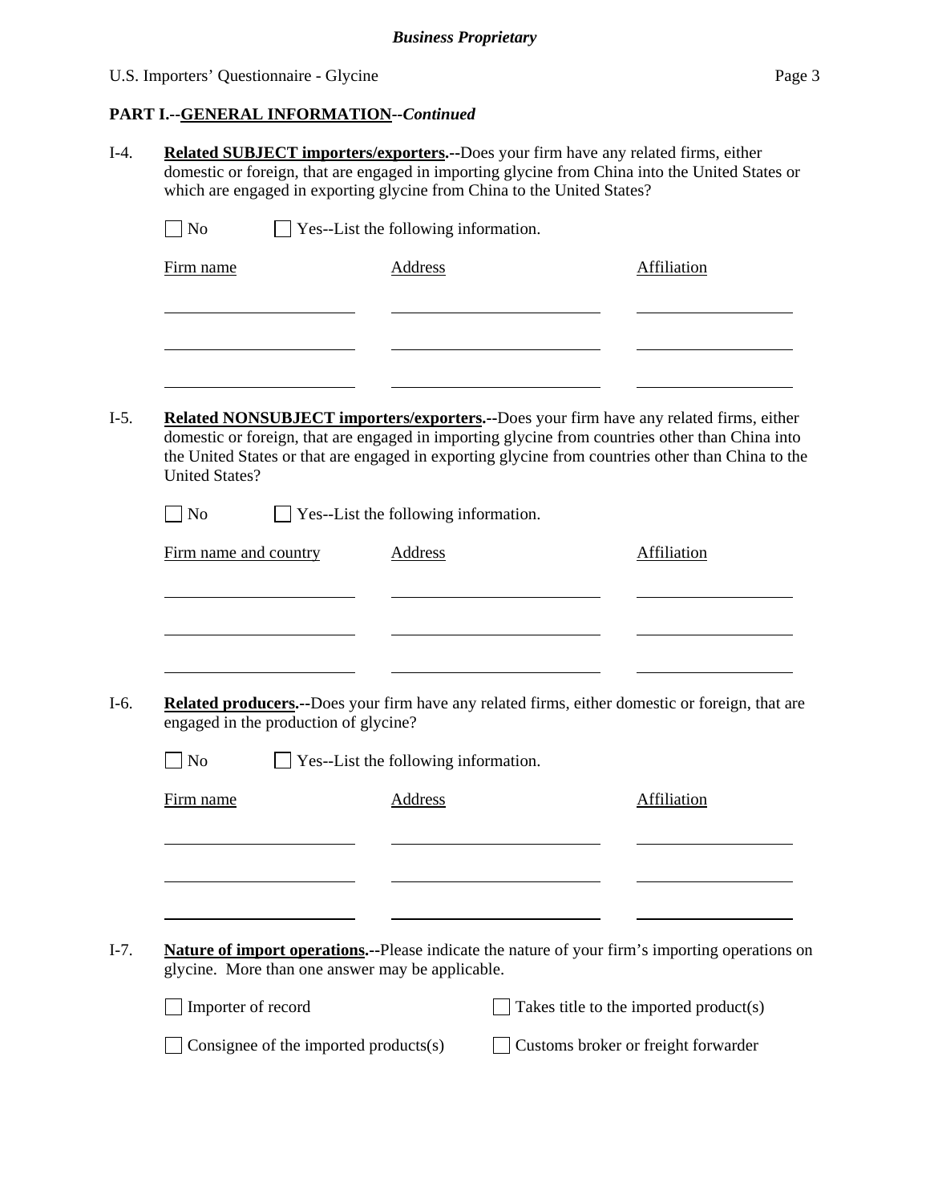## PART I.--GENERAL INFORMATION--*Continued*

I-4. **Related SUBJECT importers/exporters.--**Does your firm have any related firms, either domestic or foreign, that are engaged in importing glycine from China into the United States or which are engaged in exporting glycine from China to the United States?

☐ No ☐ Yes--List the following information.

| Firm name | Address | Affiliation |
|---|---|---|
| | | |
| | | |
| | | |

I-5. **Related NONSUBJECT importers/exporters.--**Does your firm have any related firms, either domestic or foreign, that are engaged in importing glycine from countries other than China into the United States or that are engaged in exporting glycine from countries other than China to the United States?

☐ No ☐ Yes--List the following information.

| Firm name and country | Address | Affiliation |
|---|---|---|
| | | |
| | | |
| | | |

I-6. **Related producers.--**Does your firm have any related firms, either domestic or foreign, that are engaged in the production of glycine?

☐ No ☐ Yes--List the following information.

| Firm name | Address | Affiliation |
|---|---|---|
| | | |
| | | |
| | | |

I-7. **Nature of import operations.--**Please indicate the nature of your firm's importing operations on glycine. More than one answer may be applicable.

☐ Importer of record ☐ Takes title to the imported product(s)

☐ Consignee of the imported products(s) ☐ Customs broker or freight forwarder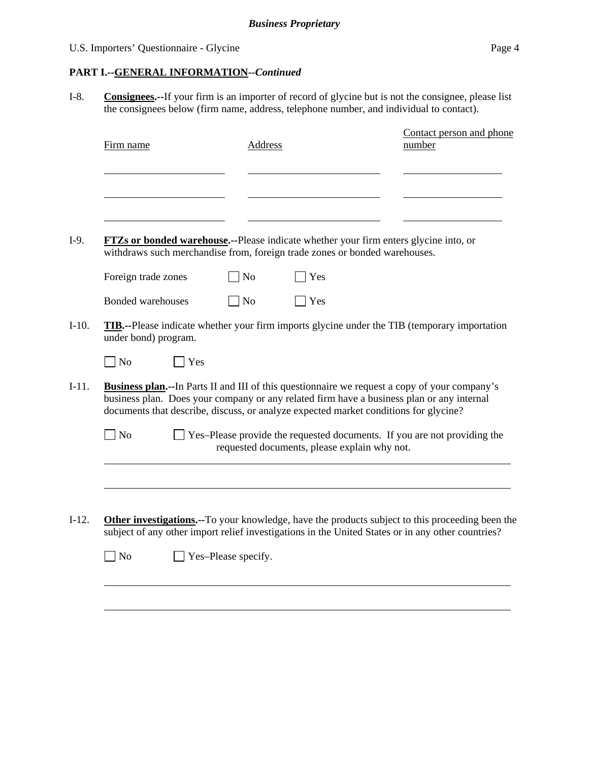**PART I.--GENERAL INFORMATION--*Continued***

I-8. **Consignees.--**If your firm is an importer of record of glycine but is not the consignee, please list the consignees below (firm name, address, telephone number, and individual to contact).

| Firm name | Address | Contact person and phone number |
|---|---|---|
| | | |
| | | |
| | | |

I-9. **FTZs or bonded warehouse.--**Please indicate whether your firm enters glycine into, or withdraws such merchandise from, foreign trade zones or bonded warehouses.

Foreign trade zones ☐ No ☐ Yes

Bonded warehouses ☐ No ☐ Yes

I-10. **TIB.--**Please indicate whether your firm imports glycine under the TIB (temporary importation under bond) program.

☐ No ☐ Yes

I-11. **Business plan.--**In Parts II and III of this questionnaire we request a copy of your company's business plan. Does your company or any related firm have a business plan or any internal documents that describe, discuss, or analyze expected market conditions for glycine?

☐ No ☐ Yes–Please provide the requested documents. If you are not providing the requested documents, please explain why not.

\_\_\_\_\_\_\_\_\_\_\_\_\_\_\_\_\_\_\_\_\_\_\_\_\_\_\_\_\_\_\_\_\_\_\_\_\_\_\_\_

\_\_\_\_\_\_\_\_\_\_\_\_\_\_\_\_\_\_\_\_\_\_\_\_\_\_\_\_\_\_\_\_\_\_\_\_\_\_\_\_

I-12. **Other investigations.--**To your knowledge, have the products subject to this proceeding been the subject of any other import relief investigations in the United States or in any other countries?

☐ No ☐ Yes–Please specify.

\_\_\_\_\_\_\_\_\_\_\_\_\_\_\_\_\_\_\_\_\_\_\_\_\_\_\_\_\_\_\_\_\_\_\_\_\_\_\_\_

\_\_\_\_\_\_\_\_\_\_\_\_\_\_\_\_\_\_\_\_\_\_\_\_\_\_\_\_\_\_\_\_\_\_\_\_\_\_\_\_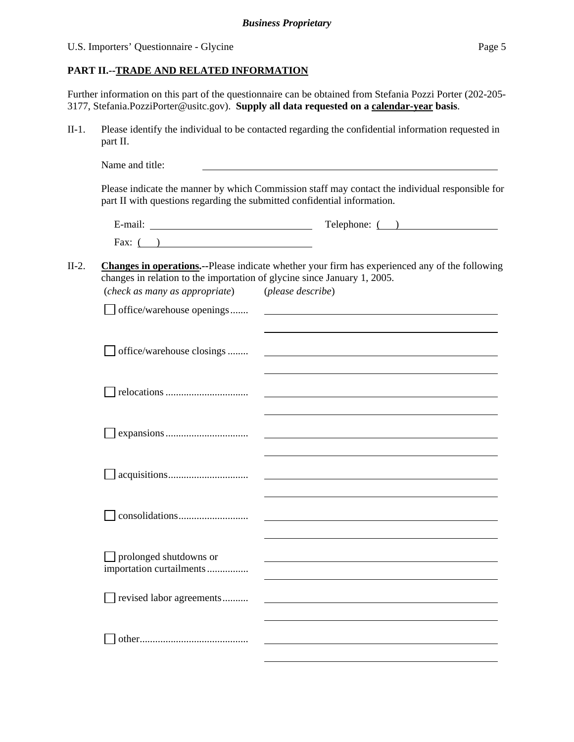**Business Proprietary**

U.S. Importers' Questionnaire - Glycine

## PART II.--TRADE AND RELATED INFORMATION

Further information on this part of the questionnaire can be obtained from Stefania Pozzi Porter (202-205-3177, Stefania.PozziPorter@usitc.gov). **Supply all data requested on a calendar-year basis**.

II-1. Please identify the individual to be contacted regarding the confidential information requested in part II.

Name and title: ______________________________

Please indicate the manner by which Commission staff may contact the individual responsible for part II with questions regarding the submitted confidential information.

E-mail: ______________________ Telephone: ( ) ______________

Fax: ( ) ______________________

II-2. **Changes in operations.--**Please indicate whether your firm has experienced any of the following changes in relation to the importation of glycine since January 1, 2005.

| (*check as many as appropriate*) | (*please describe*) |
|---|---|
| ☐ office/warehouse openings....... | |
| ☐ office/warehouse closings ........ | |
| ☐ relocations ................................ | |
| ☐ expansions................................ | |
| ☐ acquisitions............................... | |
| ☐ consolidations........................... | |
| ☐ prolonged shutdowns or importation curtailments................ | |
| ☐ revised labor agreements.......... | |
| ☐ other.......................................... | |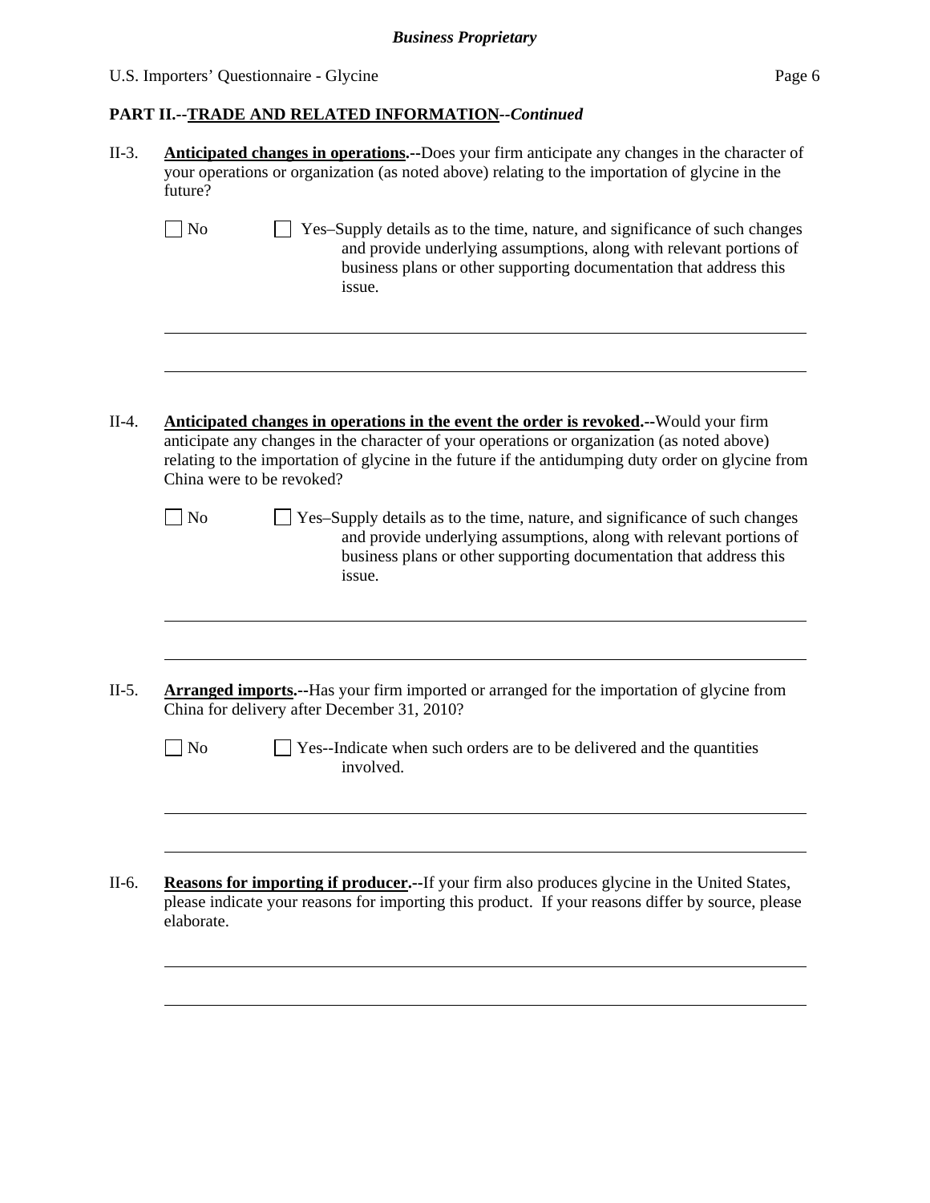**PART II.--TRADE AND RELATED INFORMATION--*Continued***

II-3. **Anticipated changes in operations.--**Does your firm anticipate any changes in the character of your operations or organization (as noted above) relating to the importation of glycine in the future?

☐ No ☐ Yes–Supply details as to the time, nature, and significance of such changes and provide underlying assumptions, along with relevant portions of business plans or other supporting documentation that address this issue.

II-4. **Anticipated changes in operations in the event the order is revoked.--**Would your firm anticipate any changes in the character of your operations or organization (as noted above) relating to the importation of glycine in the future if the antidumping duty order on glycine from China were to be revoked?

☐ No ☐ Yes–Supply details as to the time, nature, and significance of such changes and provide underlying assumptions, along with relevant portions of business plans or other supporting documentation that address this issue.

II-5. **Arranged imports.--**Has your firm imported or arranged for the importation of glycine from China for delivery after December 31, 2010?

☐ No ☐ Yes--Indicate when such orders are to be delivered and the quantities involved.

II-6. **Reasons for importing if producer.--**If your firm also produces glycine in the United States, please indicate your reasons for importing this product. If your reasons differ by source, please elaborate.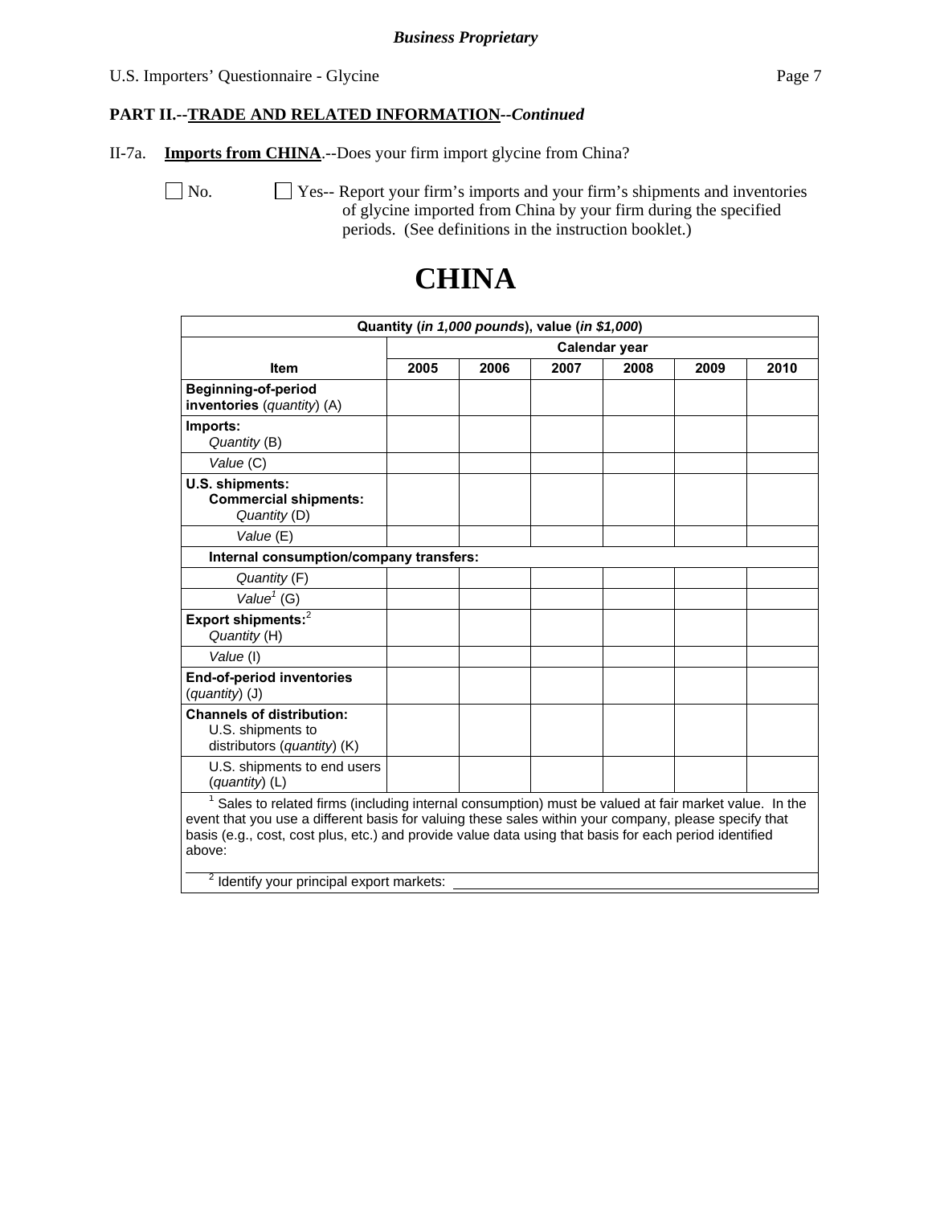**PART II.--TRADE AND RELATED INFORMATION--*Continued***

II-7a. **Imports from CHINA**.--Does your firm import glycine from China?

☐ No. ☐ Yes-- Report your firm's imports and your firm's shipments and inventories of glycine imported from China by your firm during the specified periods. (See definitions in the instruction booklet.)

# CHINA

| Quantity (*in 1,000 pounds*), value (*in $1,000*) | | | | | | |
|---|---|---|---|---|---|---|
| | Calendar year | | | | | |
| **Item** | **2005** | **2006** | **2007** | **2008** | **2009** | **2010** |
| **Beginning-of-period inventories** (*quantity*) (A) | | | | | | |
| **Imports:** *Quantity* (B) | | | | | | |
| *Value* (C) | | | | | | |
| **U.S. shipments:** **Commercial shipments:** *Quantity* (D) | | | | | | |
| *Value* (E) | | | | | | |
| **Internal consumption/company transfers:** | | | | | | |
| *Quantity* (F) | | | | | | |
| *Value*[1] (G) | | | | | | |
| **Export shipments:**[2] *Quantity* (H) | | | | | | |
| *Value* (I) | | | | | | |
| **End-of-period inventories** (*quantity*) (J) | | | | | | |
| **Channels of distribution:** U.S. shipments to distributors (*quantity*) (K) | | | | | | |
| U.S. shipments to end users (*quantity*) (L) | | | | | | |

[1] Sales to related firms (including internal consumption) must be valued at fair market value. In the event that you use a different basis for valuing these sales within your company, please specify that basis (e.g., cost, cost plus, etc.) and provide value data using that basis for each period identified above:

[2] Identify your principal export markets: ______________________________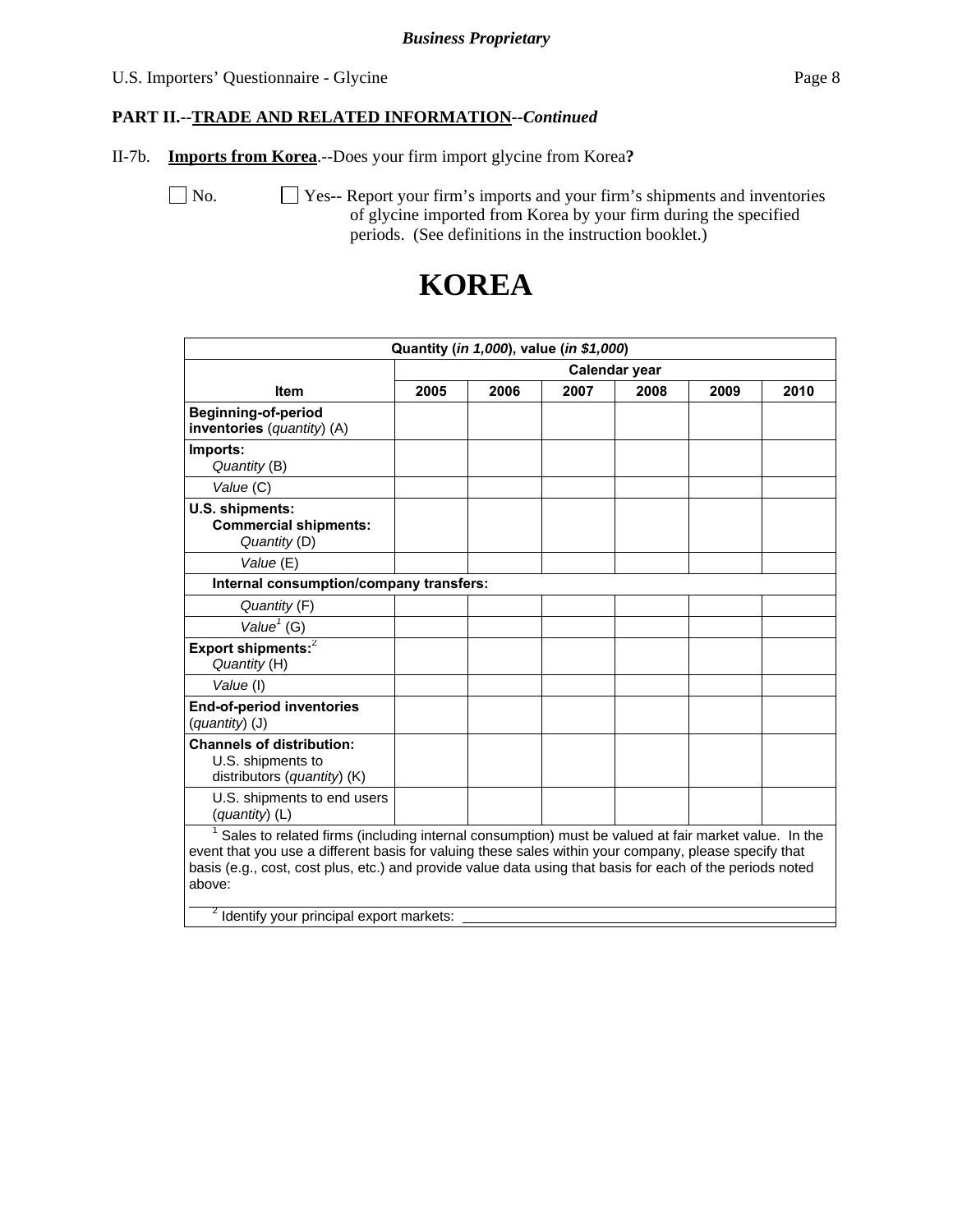**PART II.--TRADE AND RELATED INFORMATION--*Continued***

II-7b. **Imports from Korea**.--Does your firm import glycine from Korea**?**

☐ No. ☐ Yes-- Report your firm's imports and your firm's shipments and inventories of glycine imported from Korea by your firm during the specified periods. (See definitions in the instruction booklet.)

# KOREA

| Quantity (*in 1,000*), value (*in $1,000*) | | | | | | |
|---|---|---|---|---|---|---|
| | Calendar year | | | | | |
| Item | 2005 | 2006 | 2007 | 2008 | 2009 | 2010 |
| **Beginning-of-period inventories** (*quantity*) (A) | | | | | | |
| **Imports:** *Quantity* (B) | | | | | | |
| *Value* (C) | | | | | | |
| **U.S. shipments: Commercial shipments:** *Quantity* (D) | | | | | | |
| *Value* (E) | | | | | | |
| **Internal consumption/company transfers:** | | | | | | |
| *Quantity* (F) | | | | | | |
| *Value*[1] (G) | | | | | | |
| **Export shipments:**[2] *Quantity* (H) | | | | | | |
| *Value* (I) | | | | | | |
| **End-of-period inventories** (*quantity*) (J) | | | | | | |
| **Channels of distribution:** U.S. shipments to distributors (*quantity*) (K) | | | | | | |
| U.S. shipments to end users (*quantity*) (L) | | | | | | |

[1] Sales to related firms (including internal consumption) must be valued at fair market value. In the event that you use a different basis for valuing these sales within your company, please specify that basis (e.g., cost, cost plus, etc.) and provide value data using that basis for each of the periods noted above:

[2] Identify your principal export markets: ______________________________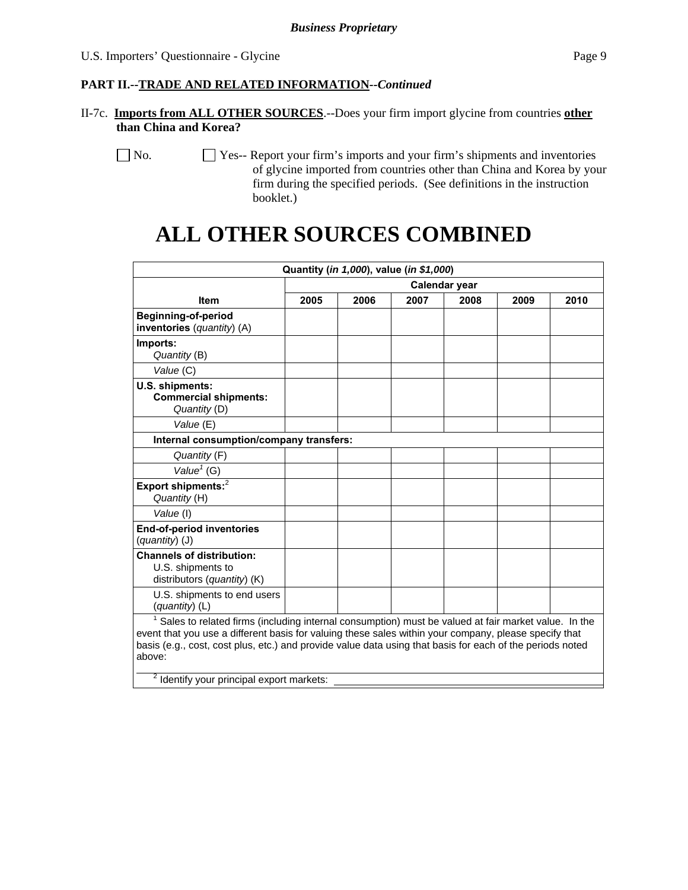**PART II.--TRADE AND RELATED INFORMATION--*Continued***

II-7c. **Imports from ALL OTHER SOURCES**.--Does your firm import glycine from countries **other than China and Korea?**

☐ No. ☐ Yes-- Report your firm's imports and your firm's shipments and inventories of glycine imported from countries other than China and Korea by your firm during the specified periods. (See definitions in the instruction booklet.)

# ALL OTHER SOURCES COMBINED

| Quantity (*in 1,000*), value (*in $1,000*) | | | | | | |
|---|---|---|---|---|---|---|
| | Calendar year | | | | | |
| **Item** | **2005** | **2006** | **2007** | **2008** | **2009** | **2010** |
| **Beginning-of-period inventories** (*quantity*) (A) | | | | | | |
| **Imports:** *Quantity* (B) | | | | | | |
| *Value* (C) | | | | | | |
| **U.S. shipments: Commercial shipments:** *Quantity* (D) | | | | | | |
| *Value* (E) | | | | | | |
| **Internal consumption/company transfers:** | | | | | | |
| *Quantity* (F) | | | | | | |
| *Value*[1] (G) | | | | | | |
| **Export shipments:**[2] *Quantity* (H) | | | | | | |
| *Value* (I) | | | | | | |
| **End-of-period inventories** (*quantity*) (J) | | | | | | |
| **Channels of distribution:** U.S. shipments to distributors (*quantity*) (K) | | | | | | |
| U.S. shipments to end users (*quantity*) (L) | | | | | | |

[1] Sales to related firms (including internal consumption) must be valued at fair market value. In the event that you use a different basis for valuing these sales within your company, please specify that basis (e.g., cost, cost plus, etc.) and provide value data using that basis for each of the periods noted above:

[2] Identify your principal export markets: ____________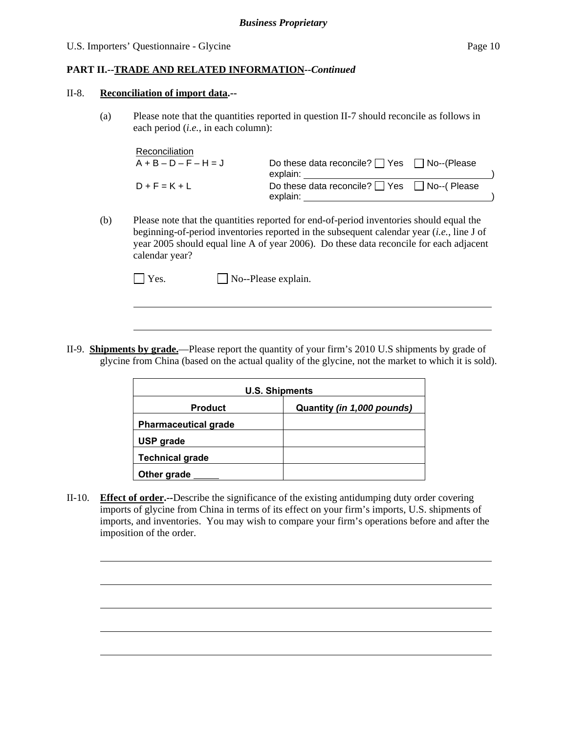**PART II.--TRADE AND RELATED INFORMATION--*Continued***

II-8. **Reconciliation of import data.--**

(a) Please note that the quantities reported in question II-7 should reconcile as follows in each period (*i.e.*, in each column):

Reconciliation

A + B – D – F – H = J   Do these data reconcile? ☐ Yes ☐ No--(Please explain: ____________________)

D + F = K + L   Do these data reconcile? ☐ Yes ☐ No--( Please explain: ____________________)

(b) Please note that the quantities reported for end-of-period inventories should equal the beginning-of-period inventories reported in the subsequent calendar year (*i.e.*, line J of year 2005 should equal line A of year 2006). Do these data reconcile for each adjacent calendar year?

☐ Yes. ☐ No--Please explain.

______________________________________________________________

______________________________________________________________

II-9. **Shipments by grade.**—Please report the quantity of your firm's 2010 U.S shipments by grade of glycine from China (based on the actual quality of the glycine, not the market to which it is sold).

| U.S. Shipments | |
|---|---|
| **Product** | **Quantity *(in 1,000 pounds)*** |
| **Pharmaceutical grade** | |
| **USP grade** | |
| **Technical grade** | |
| **Other grade _____** | |

II-10. **Effect of order.--**Describe the significance of the existing antidumping duty order covering imports of glycine from China in terms of its effect on your firm's imports, U.S. shipments of imports, and inventories. You may wish to compare your firm's operations before and after the imposition of the order.

______________________________________________________________

______________________________________________________________

______________________________________________________________

______________________________________________________________

______________________________________________________________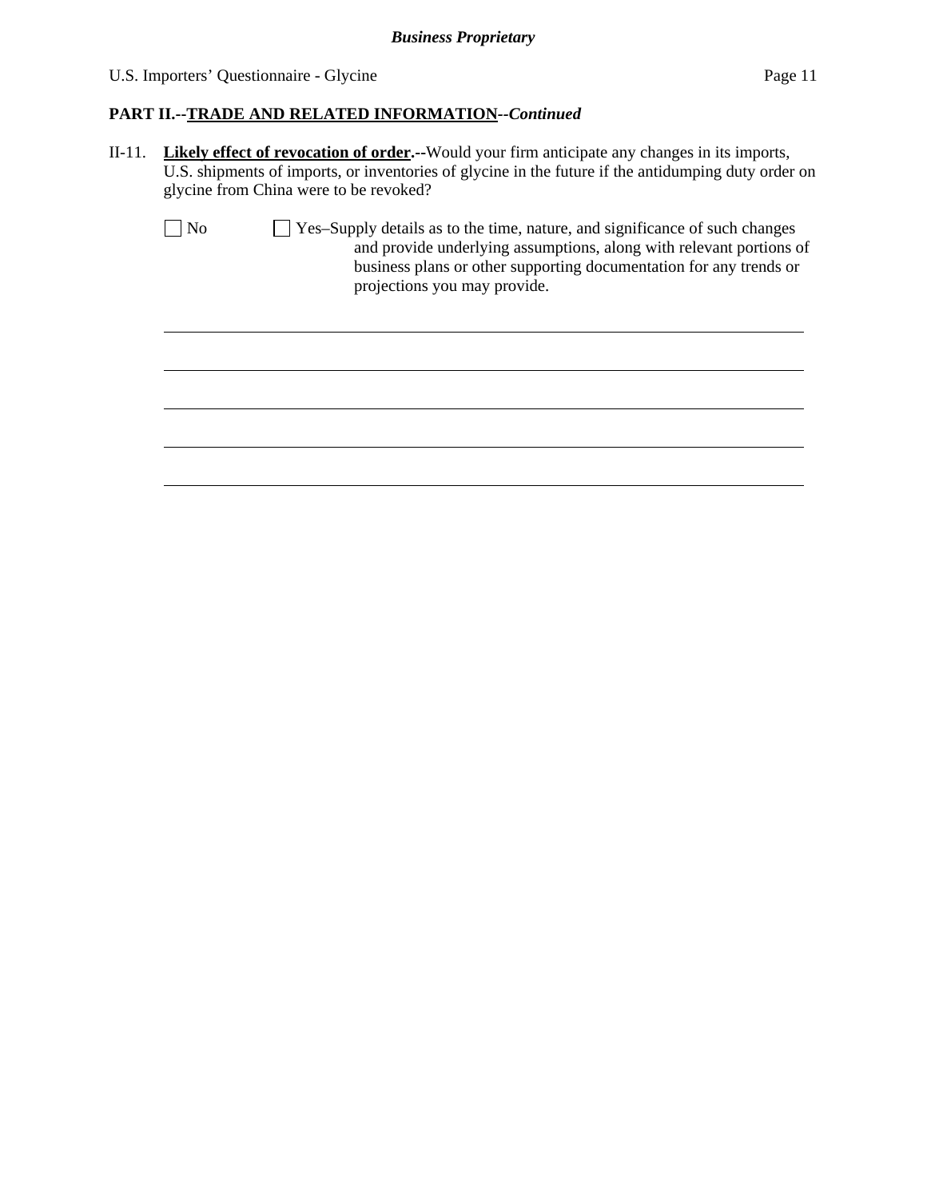## PART II.--TRADE AND RELATED INFORMATION--*Continued*

II-11. **Likely effect of revocation of order.--**Would your firm anticipate any changes in its imports, U.S. shipments of imports, or inventories of glycine in the future if the antidumping duty order on glycine from China were to be revoked?

☐ No ☐ Yes–Supply details as to the time, nature, and significance of such changes and provide underlying assumptions, along with relevant portions of business plans or other supporting documentation for any trends or projections you may provide.

\_\_\_\_\_\_\_\_\_\_\_\_\_\_\_\_\_\_\_\_\_\_\_\_\_\_\_\_\_\_\_\_\_\_\_\_\_\_\_\_\_\_\_\_\_\_\_\_\_\_\_\_\_\_\_\_\_\_\_\_\_\_\_\_\_\_\_\_\_\_\_\_\_\_\_\_\_\_

\_\_\_\_\_\_\_\_\_\_\_\_\_\_\_\_\_\_\_\_\_\_\_\_\_\_\_\_\_\_\_\_\_\_\_\_\_\_\_\_\_\_\_\_\_\_\_\_\_\_\_\_\_\_\_\_\_\_\_\_\_\_\_\_\_\_\_\_\_\_\_\_\_\_\_\_\_\_

\_\_\_\_\_\_\_\_\_\_\_\_\_\_\_\_\_\_\_\_\_\_\_\_\_\_\_\_\_\_\_\_\_\_\_\_\_\_\_\_\_\_\_\_\_\_\_\_\_\_\_\_\_\_\_\_\_\_\_\_\_\_\_\_\_\_\_\_\_\_\_\_\_\_\_\_\_\_

\_\_\_\_\_\_\_\_\_\_\_\_\_\_\_\_\_\_\_\_\_\_\_\_\_\_\_\_\_\_\_\_\_\_\_\_\_\_\_\_\_\_\_\_\_\_\_\_\_\_\_\_\_\_\_\_\_\_\_\_\_\_\_\_\_\_\_\_\_\_\_\_\_\_\_\_\_\_

\_\_\_\_\_\_\_\_\_\_\_\_\_\_\_\_\_\_\_\_\_\_\_\_\_\_\_\_\_\_\_\_\_\_\_\_\_\_\_\_\_\_\_\_\_\_\_\_\_\_\_\_\_\_\_\_\_\_\_\_\_\_\_\_\_\_\_\_\_\_\_\_\_\_\_\_\_\_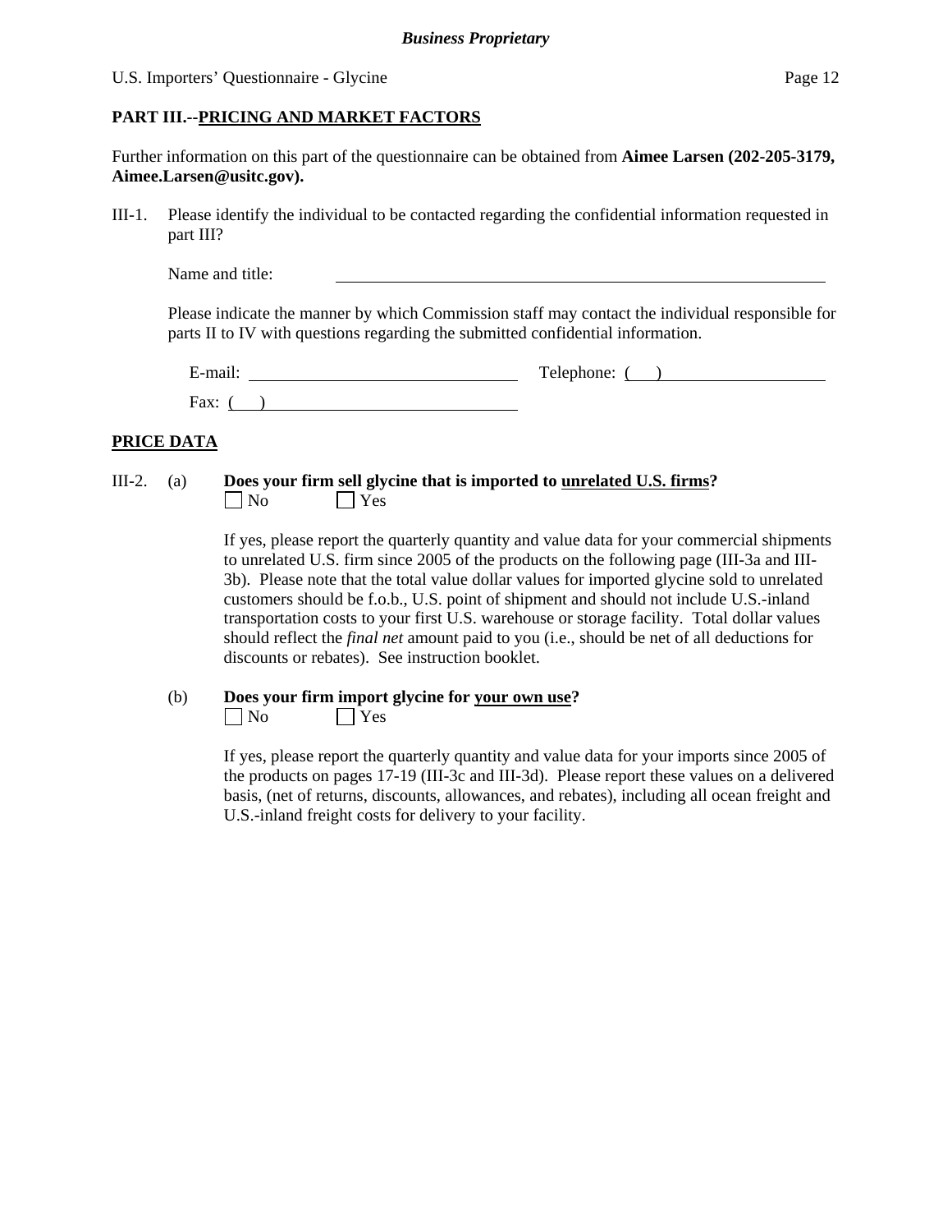## PART III.--PRICING AND MARKET FACTORS

Further information on this part of the questionnaire can be obtained from **Aimee Larsen (202-205-3179, Aimee.Larsen@usitc.gov).**

III-1. Please identify the individual to be contacted regarding the confidential information requested in part III?

Name and title: ________________________________________

Please indicate the manner by which Commission staff may contact the individual responsible for parts II to IV with questions regarding the submitted confidential information.

E-mail: ______________________ Telephone: ( ) ______________________

Fax: ( ) ______________________

### PRICE DATA

III-2. (a) **Does your firm sell glycine that is imported to unrelated U.S. firms?**

☐ No ☐ Yes

If yes, please report the quarterly quantity and value data for your commercial shipments to unrelated U.S. firm since 2005 of the products on the following page (III-3a and III-3b). Please note that the total value dollar values for imported glycine sold to unrelated customers should be f.o.b., U.S. point of shipment and should not include U.S.-inland transportation costs to your first U.S. warehouse or storage facility. Total dollar values should reflect the *final net* amount paid to you (i.e., should be net of all deductions for discounts or rebates). See instruction booklet.

(b) **Does your firm import glycine for your own use?**

☐ No ☐ Yes

If yes, please report the quarterly quantity and value data for your imports since 2005 of the products on pages 17-19 (III-3c and III-3d). Please report these values on a delivered basis, (net of returns, discounts, allowances, and rebates), including all ocean freight and U.S.-inland freight costs for delivery to your facility.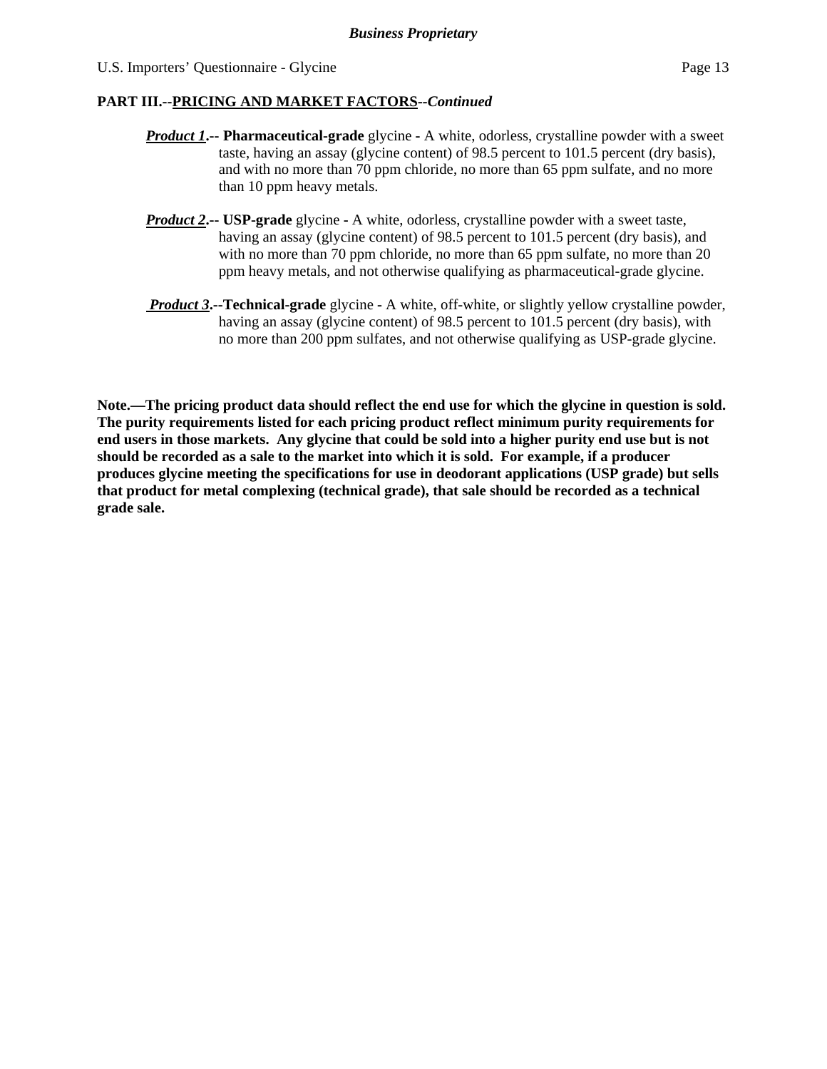## PART III.--PRICING AND MARKET FACTORS--*Continued*

***Product 1***.-- **Pharmaceutical-grade** glycine **-** A white, odorless, crystalline powder with a sweet taste, having an assay (glycine content) of 98.5 percent to 101.5 percent (dry basis), and with no more than 70 ppm chloride, no more than 65 ppm sulfate, and no more than 10 ppm heavy metals.

***Product 2***.-- **USP-grade** glycine **-** A white, odorless, crystalline powder with a sweet taste, having an assay (glycine content) of 98.5 percent to 101.5 percent (dry basis), and with no more than 70 ppm chloride, no more than 65 ppm sulfate, no more than 20 ppm heavy metals, and not otherwise qualifying as pharmaceutical-grade glycine.

***Product 3***.--**Technical-grade** glycine **-** A white, off-white, or slightly yellow crystalline powder, having an assay (glycine content) of 98.5 percent to 101.5 percent (dry basis), with no more than 200 ppm sulfates, and not otherwise qualifying as USP-grade glycine.

**Note.—The pricing product data should reflect the end use for which the glycine in question is sold. The purity requirements listed for each pricing product reflect minimum purity requirements for end users in those markets. Any glycine that could be sold into a higher purity end use but is not should be recorded as a sale to the market into which it is sold. For example, if a producer produces glycine meeting the specifications for use in deodorant applications (USP grade) but sells that product for metal complexing (technical grade), that sale should be recorded as a technical grade sale.**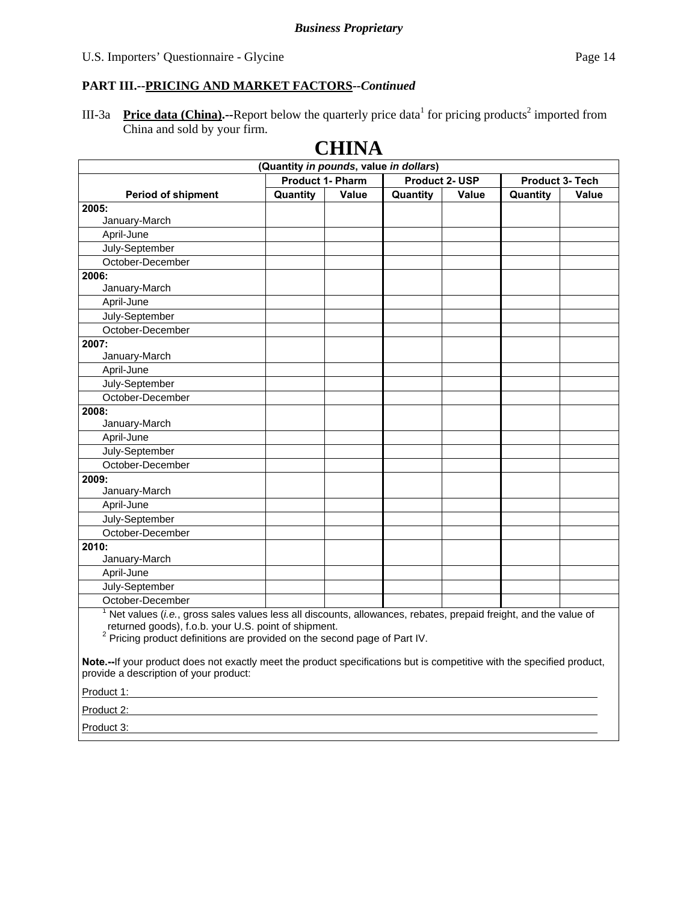*Business Proprietary*

**PART III.--PRICING AND MARKET FACTORS--*Continued***

III-3a **Price data (China).--**Report below the quarterly price data[1] for pricing products[2] imported from China and sold by your firm.

# CHINA

| (Quantity *in pounds*, value *in dollars*) | | | | | | |
|---|---|---|---|---|---|---|
| | **Product 1- Pharm** | | **Product 2- USP** | | **Product 3- Tech** | |
| **Period of shipment** | **Quantity** | **Value** | **Quantity** | **Value** | **Quantity** | **Value** |
| **2005:** January-March | | | | | | |
| April-June | | | | | | |
| July-September | | | | | | |
| October-December | | | | | | |
| **2006:** January-March | | | | | | |
| April-June | | | | | | |
| July-September | | | | | | |
| October-December | | | | | | |
| **2007:** January-March | | | | | | |
| April-June | | | | | | |
| July-September | | | | | | |
| October-December | | | | | | |
| **2008:** January-March | | | | | | |
| April-June | | | | | | |
| July-September | | | | | | |
| October-December | | | | | | |
| **2009:** January-March | | | | | | |
| April-June | | | | | | |
| July-September | | | | | | |
| October-December | | | | | | |
| **2010:** January-March | | | | | | |
| April-June | | | | | | |
| July-September | | | | | | |
| October-December | | | | | | |

[1] Net values (*i.e.*, gross sales values less all discounts, allowances, rebates, prepaid freight, and the value of returned goods), f.o.b. your U.S. point of shipment.
[2] Pricing product definitions are provided on the second page of Part IV.

**Note.--**If your product does not exactly meet the product specifications but is competitive with the specified product, provide a description of your product:

Product 1: \_\_\_\_\_\_\_\_\_\_\_\_\_\_\_\_\_\_\_\_\_\_\_\_\_\_\_\_\_\_\_\_\_\_\_\_\_\_\_\_

Product 2: \_\_\_\_\_\_\_\_\_\_\_\_\_\_\_\_\_\_\_\_\_\_\_\_\_\_\_\_\_\_\_\_\_\_\_\_\_\_\_\_

Product 3: \_\_\_\_\_\_\_\_\_\_\_\_\_\_\_\_\_\_\_\_\_\_\_\_\_\_\_\_\_\_\_\_\_\_\_\_\_\_\_\_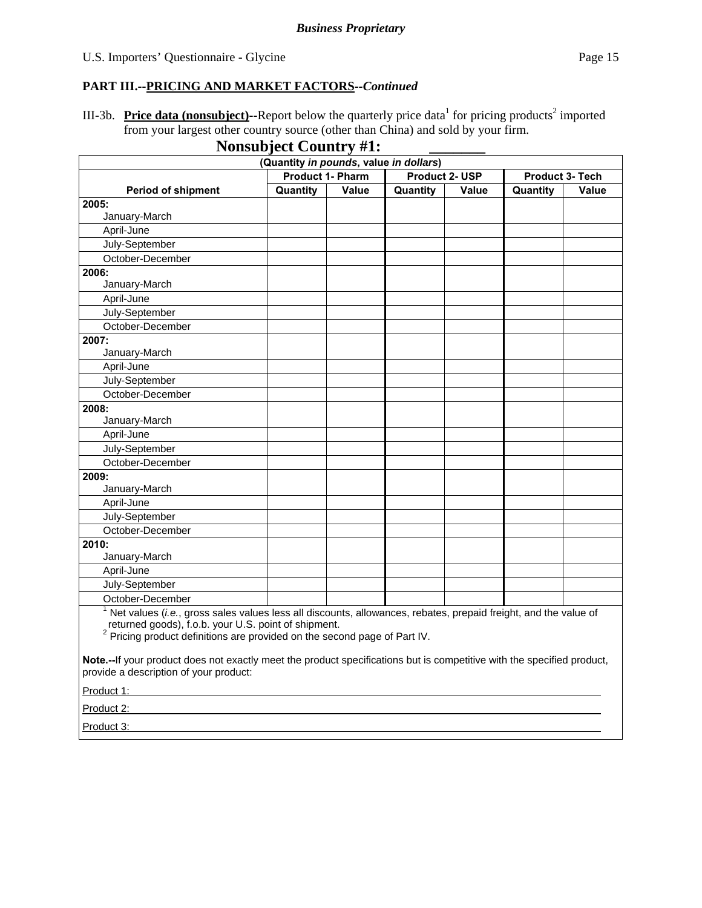**PART III.--PRICING AND MARKET FACTORS--*Continued***

III-3b. **Price data (nonsubject)**--Report below the quarterly price data[1] for pricing products[2] imported from your largest other country source (other than China) and sold by your firm.

**Nonsubject Country #1: ________**

(Quantity *in pounds*, value *in dollars*)

| Period of shipment | Product 1- Pharm | | Product 2- USP | | Product 3- Tech | |
|---|---|---|---|---|---|---|
| | Quantity | Value | Quantity | Value | Quantity | Value |
| **2005:** January-March | | | | | | |
| April-June | | | | | | |
| July-September | | | | | | |
| October-December | | | | | | |
| **2006:** January-March | | | | | | |
| April-June | | | | | | |
| July-September | | | | | | |
| October-December | | | | | | |
| **2007:** January-March | | | | | | |
| April-June | | | | | | |
| July-September | | | | | | |
| October-December | | | | | | |
| **2008:** January-March | | | | | | |
| April-June | | | | | | |
| July-September | | | | | | |
| October-December | | | | | | |
| **2009:** January-March | | | | | | |
| April-June | | | | | | |
| July-September | | | | | | |
| October-December | | | | | | |
| **2010:** January-March | | | | | | |
| April-June | | | | | | |
| July-September | | | | | | |
| October-December | | | | | | |

[1] Net values (*i.e.*, gross sales values less all discounts, allowances, rebates, prepaid freight, and the value of returned goods), f.o.b. your U.S. point of shipment.
[2] Pricing product definitions are provided on the second page of Part IV.

**Note.--**If your product does not exactly meet the product specifications but is competitive with the specified product, provide a description of your product:

Product 1: ________________________________________

Product 2: ________________________________________

Product 3: ________________________________________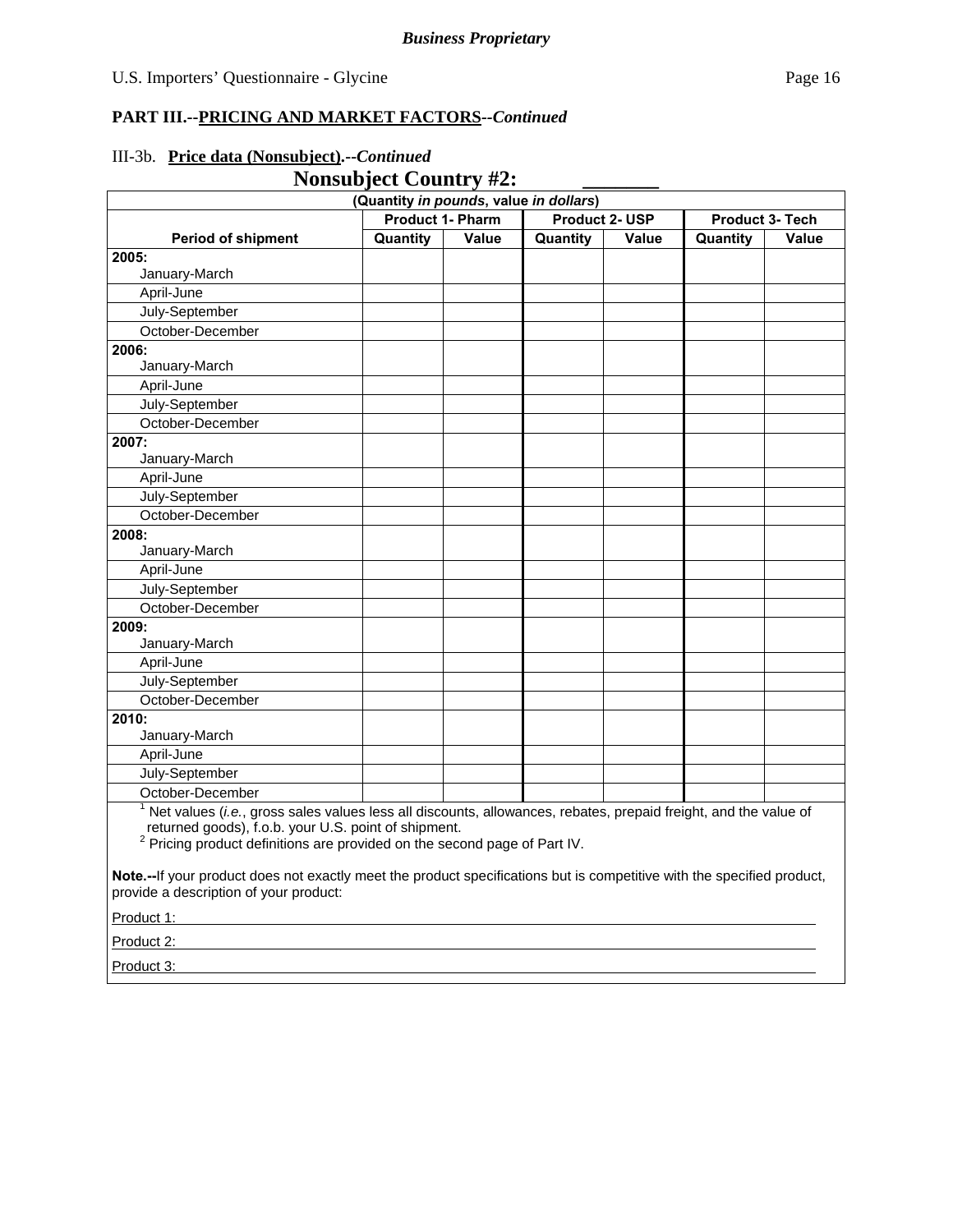**PART III.--PRICING AND MARKET FACTORS--*Continued***

III-3b. **Price data (Nonsubject).**--*Continued*

## Nonsubject Country #2: ________

(Quantity *in pounds*, value *in dollars*)

| Period of shipment | Product 1- Pharm | | Product 2- USP | | Product 3- Tech | |
|---|---|---|---|---|---|---|
| | Quantity | Value | Quantity | Value | Quantity | Value |
| **2005:** January-March | | | | | | |
| April-June | | | | | | |
| July-September | | | | | | |
| October-December | | | | | | |
| **2006:** January-March | | | | | | |
| April-June | | | | | | |
| July-September | | | | | | |
| October-December | | | | | | |
| **2007:** January-March | | | | | | |
| April-June | | | | | | |
| July-September | | | | | | |
| October-December | | | | | | |
| **2008:** January-March | | | | | | |
| April-June | | | | | | |
| July-September | | | | | | |
| October-December | | | | | | |
| **2009:** January-March | | | | | | |
| April-June | | | | | | |
| July-September | | | | | | |
| October-December | | | | | | |
| **2010:** January-March | | | | | | |
| April-June | | | | | | |
| July-September | | | | | | |
| October-December | | | | | | |

[1] Net values (*i.e.*, gross sales values less all discounts, allowances, rebates, prepaid freight, and the value of returned goods), f.o.b. your U.S. point of shipment.

[2] Pricing product definitions are provided on the second page of Part IV.

**Note.--**If your product does not exactly meet the product specifications but is competitive with the specified product, provide a description of your product:

Product 1: ____________________

Product 2: ____________________

Product 3: ____________________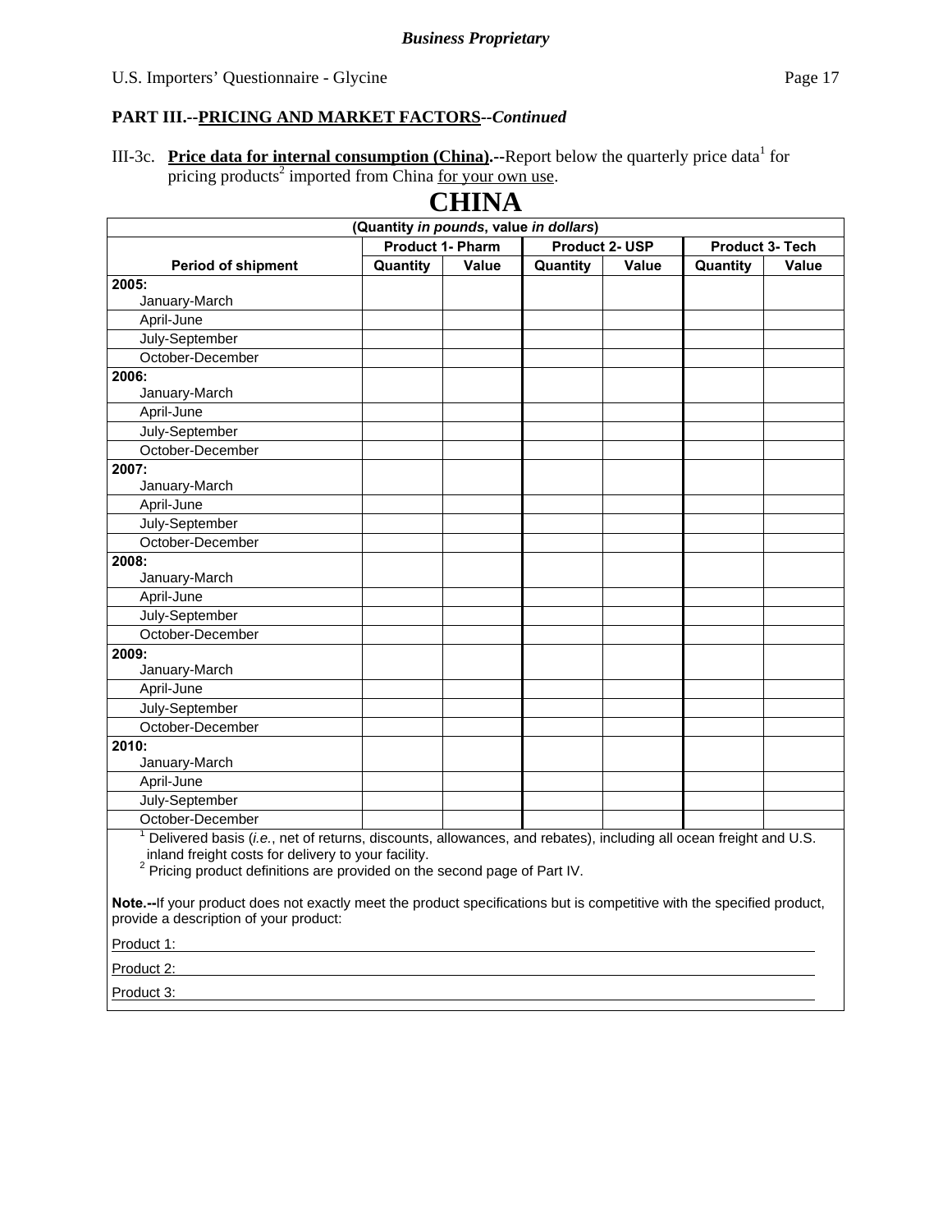**PART III.--PRICING AND MARKET FACTORS--*Continued***

III-3c. **Price data for internal consumption (China).**--Report below the quarterly price data[1] for pricing products[2] imported from China for your own use.

# CHINA

| (Quantity *in pounds*, value *in dollars*) | | | | | | |
|---|---|---|---|---|---|---|
| | Product 1- Pharm | | Product 2- USP | | Product 3- Tech | |
| **Period of shipment** | **Quantity** | **Value** | **Quantity** | **Value** | **Quantity** | **Value** |
| **2005:** January-March | | | | | | |
| April-June | | | | | | |
| July-September | | | | | | |
| October-December | | | | | | |
| **2006:** January-March | | | | | | |
| April-June | | | | | | |
| July-September | | | | | | |
| October-December | | | | | | |
| **2007:** January-March | | | | | | |
| April-June | | | | | | |
| July-September | | | | | | |
| October-December | | | | | | |
| **2008:** January-March | | | | | | |
| April-June | | | | | | |
| July-September | | | | | | |
| October-December | | | | | | |
| **2009:** January-March | | | | | | |
| April-June | | | | | | |
| July-September | | | | | | |
| October-December | | | | | | |
| **2010:** January-March | | | | | | |
| April-June | | | | | | |
| July-September | | | | | | |
| October-December | | | | | | |

[1] Delivered basis (*i.e.*, net of returns, discounts, allowances, and rebates), including all ocean freight and U.S. inland freight costs for delivery to your facility.

[2] Pricing product definitions are provided on the second page of Part IV.

**Note.--**If your product does not exactly meet the product specifications but is competitive with the specified product, provide a description of your product:

Product 1: ______________________________

Product 2: ______________________________

Product 3: ______________________________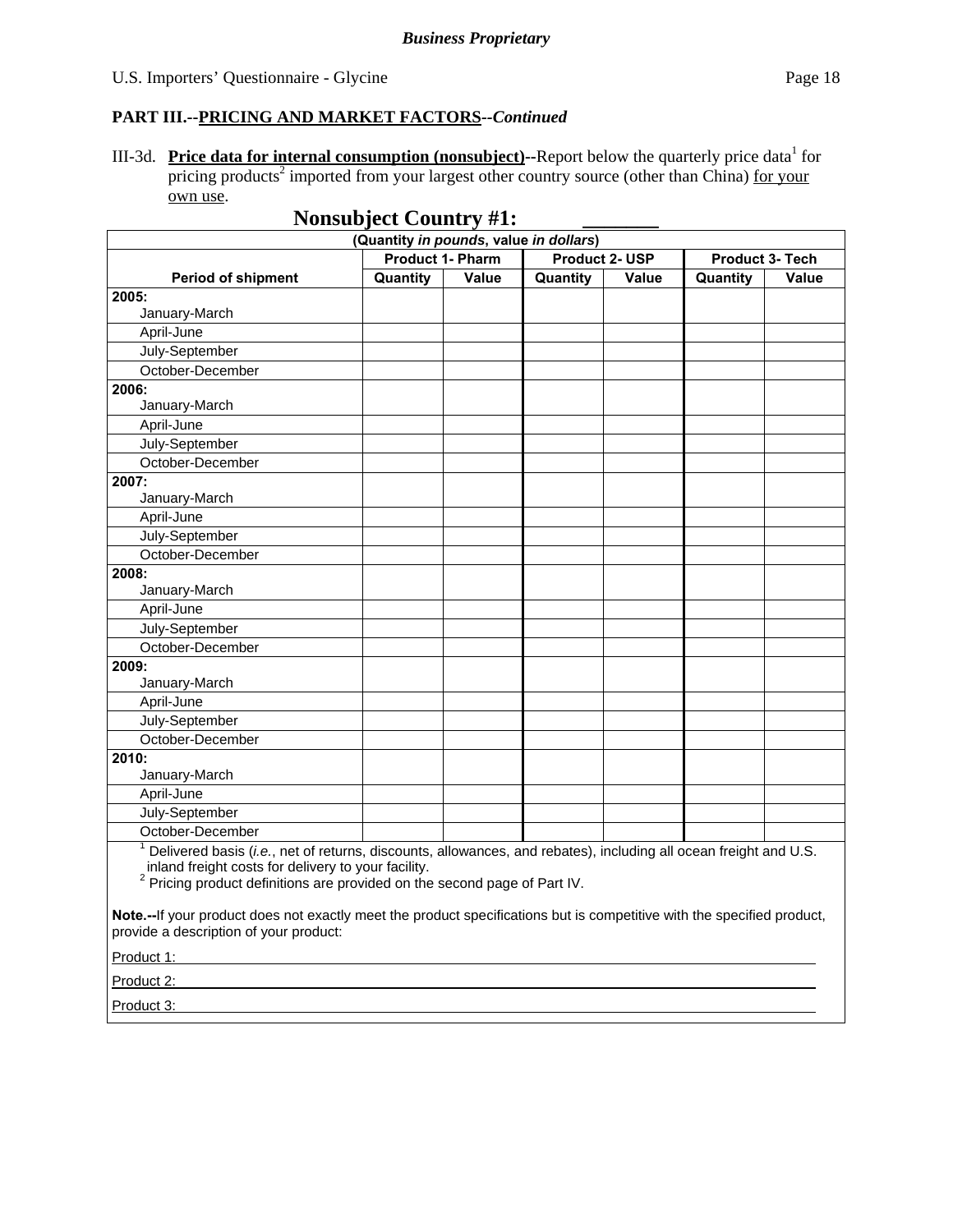**Business Proprietary**

## PART III.--PRICING AND MARKET FACTORS--*Continued*

III-3d. **Price data for internal consumption (nonsubject)--**Report below the quarterly price data[1] for pricing products[2] imported from your largest other country source (other than China) for your own use.

### Nonsubject Country #1: _______

| (Quantity *in pounds*, value *in dollars*) | | | | | | |
|---|---|---|---|---|---|---|
| | Product 1- Pharm | | Product 2- USP | | Product 3- Tech | |
| **Period of shipment** | **Quantity** | **Value** | **Quantity** | **Value** | **Quantity** | **Value** |
| **2005:** January-March | | | | | | |
| April-June | | | | | | |
| July-September | | | | | | |
| October-December | | | | | | |
| **2006:** January-March | | | | | | |
| April-June | | | | | | |
| July-September | | | | | | |
| October-December | | | | | | |
| **2007:** January-March | | | | | | |
| April-June | | | | | | |
| July-September | | | | | | |
| October-December | | | | | | |
| **2008:** January-March | | | | | | |
| April-June | | | | | | |
| July-September | | | | | | |
| October-December | | | | | | |
| **2009:** January-March | | | | | | |
| April-June | | | | | | |
| July-September | | | | | | |
| October-December | | | | | | |
| **2010:** January-March | | | | | | |
| April-June | | | | | | |
| July-September | | | | | | |
| October-December | | | | | | |

[1] Delivered basis (*i.e.*, net of returns, discounts, allowances, and rebates), including all ocean freight and U.S. inland freight costs for delivery to your facility.
[2] Pricing product definitions are provided on the second page of Part IV.

**Note.--**If your product does not exactly meet the product specifications but is competitive with the specified product, provide a description of your product:

Product 1: ____________________

Product 2: ____________________

Product 3: ____________________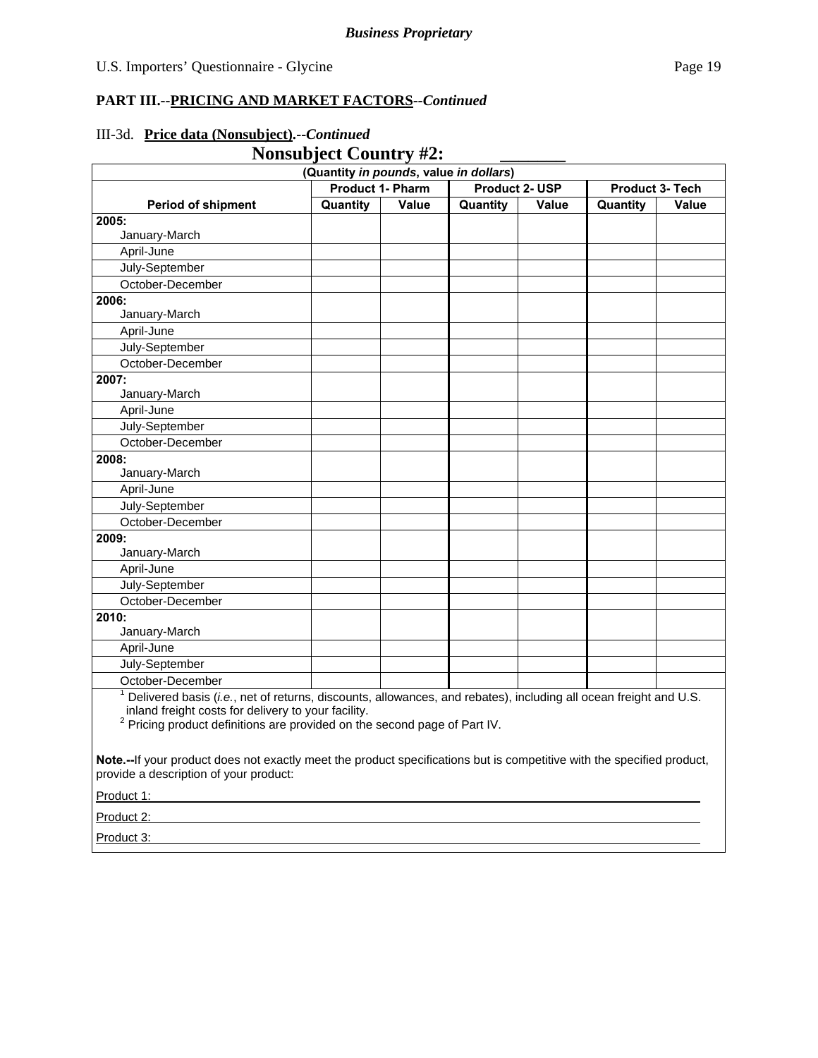**PART III.--PRICING AND MARKET FACTORS--*Continued***

III-3d. **Price data (Nonsubject).**--*Continued*

## Nonsubject Country #2: ________

| (Quantity *in pounds*, value *in dollars*) | | | | | | |
|---|---|---|---|---|---|---|
| | Product 1- Pharm | | Product 2- USP | | Product 3- Tech | |
| Period of shipment | Quantity | Value | Quantity | Value | Quantity | Value |
| **2005:** January-March | | | | | | |
| April-June | | | | | | |
| July-September | | | | | | |
| October-December | | | | | | |
| **2006:** January-March | | | | | | |
| April-June | | | | | | |
| July-September | | | | | | |
| October-December | | | | | | |
| **2007:** January-March | | | | | | |
| April-June | | | | | | |
| July-September | | | | | | |
| October-December | | | | | | |
| **2008:** January-March | | | | | | |
| April-June | | | | | | |
| July-September | | | | | | |
| October-December | | | | | | |
| **2009:** January-March | | | | | | |
| April-June | | | | | | |
| July-September | | | | | | |
| October-December | | | | | | |
| **2010:** January-March | | | | | | |
| April-June | | | | | | |
| July-September | | | | | | |
| October-December | | | | | | |

[1] Delivered basis (*i.e.*, net of returns, discounts, allowances, and rebates), including all ocean freight and U.S. inland freight costs for delivery to your facility.

[2] Pricing product definitions are provided on the second page of Part IV.

**Note.--**If your product does not exactly meet the product specifications but is competitive with the specified product, provide a description of your product:

Product 1: ______________________________________________

Product 2: ______________________________________________

Product 3: ______________________________________________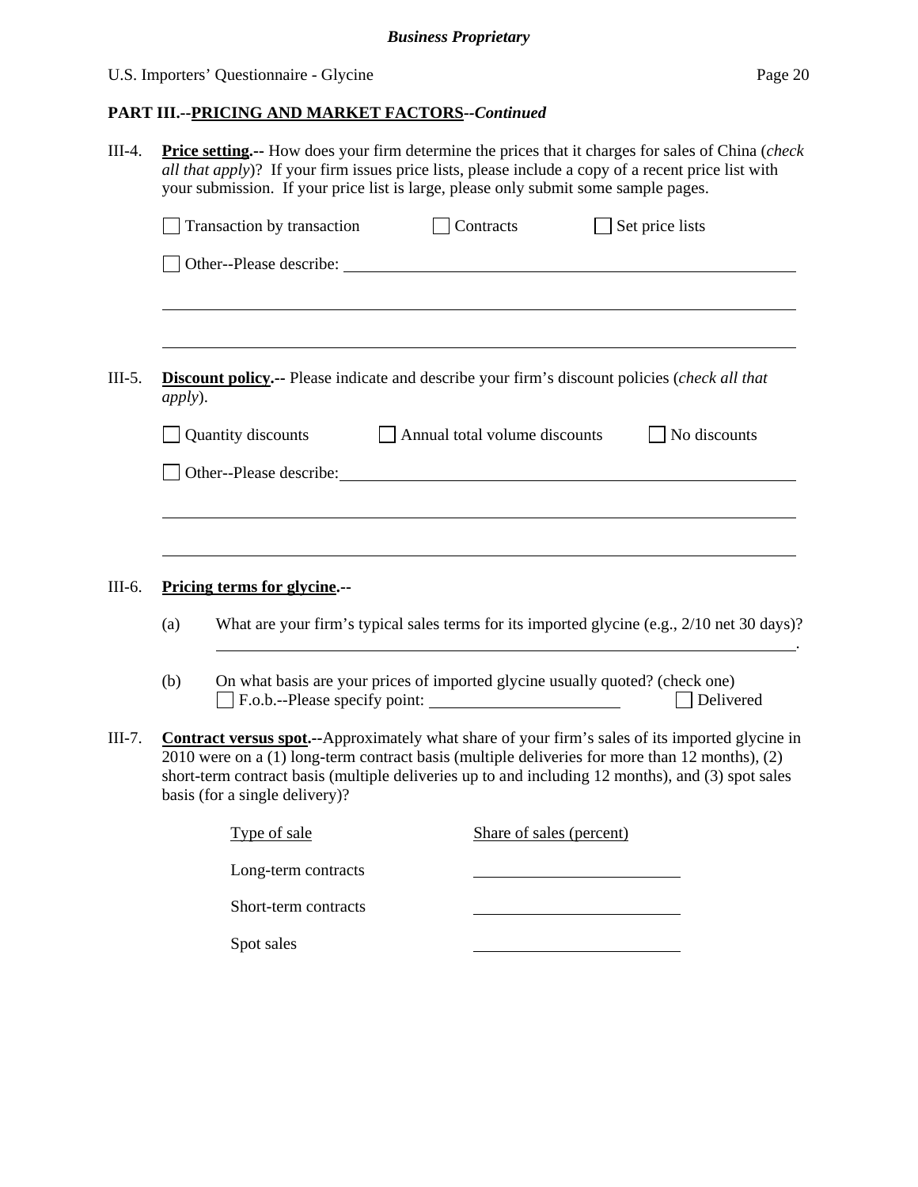## PART III.--PRICING AND MARKET FACTORS--*Continued*

III-4. **Price setting.--** How does your firm determine the prices that it charges for sales of China (*check all that apply*)? If your firm issues price lists, please include a copy of a recent price list with your submission. If your price list is large, please only submit some sample pages.

☐ Transaction by transaction ☐ Contracts ☐ Set price lists

☐ Other--Please describe: ______________________________________________

______________________________________________

______________________________________________

III-5. **Discount policy.--** Please indicate and describe your firm's discount policies (*check all that apply*).

☐ Quantity discounts ☐ Annual total volume discounts ☐ No discounts

☐ Other--Please describe: ______________________________________________

______________________________________________

______________________________________________

III-6. **Pricing terms for glycine.--**

(a) What are your firm's typical sales terms for its imported glycine (e.g., 2/10 net 30 days)?

______________________________________________.

(b) On what basis are your prices of imported glycine usually quoted? (check one)
☐ F.o.b.--Please specify point: ____________________ ☐ Delivered

III-7. **Contract versus spot.--**Approximately what share of your firm's sales of its imported glycine in 2010 were on a (1) long-term contract basis (multiple deliveries for more than 12 months), (2) short-term contract basis (multiple deliveries up to and including 12 months), and (3) spot sales basis (for a single delivery)?

| Type of sale | Share of sales (percent) |
|---|---|
| Long-term contracts | ____________________ |
| Short-term contracts | ____________________ |
| Spot sales | ____________________ |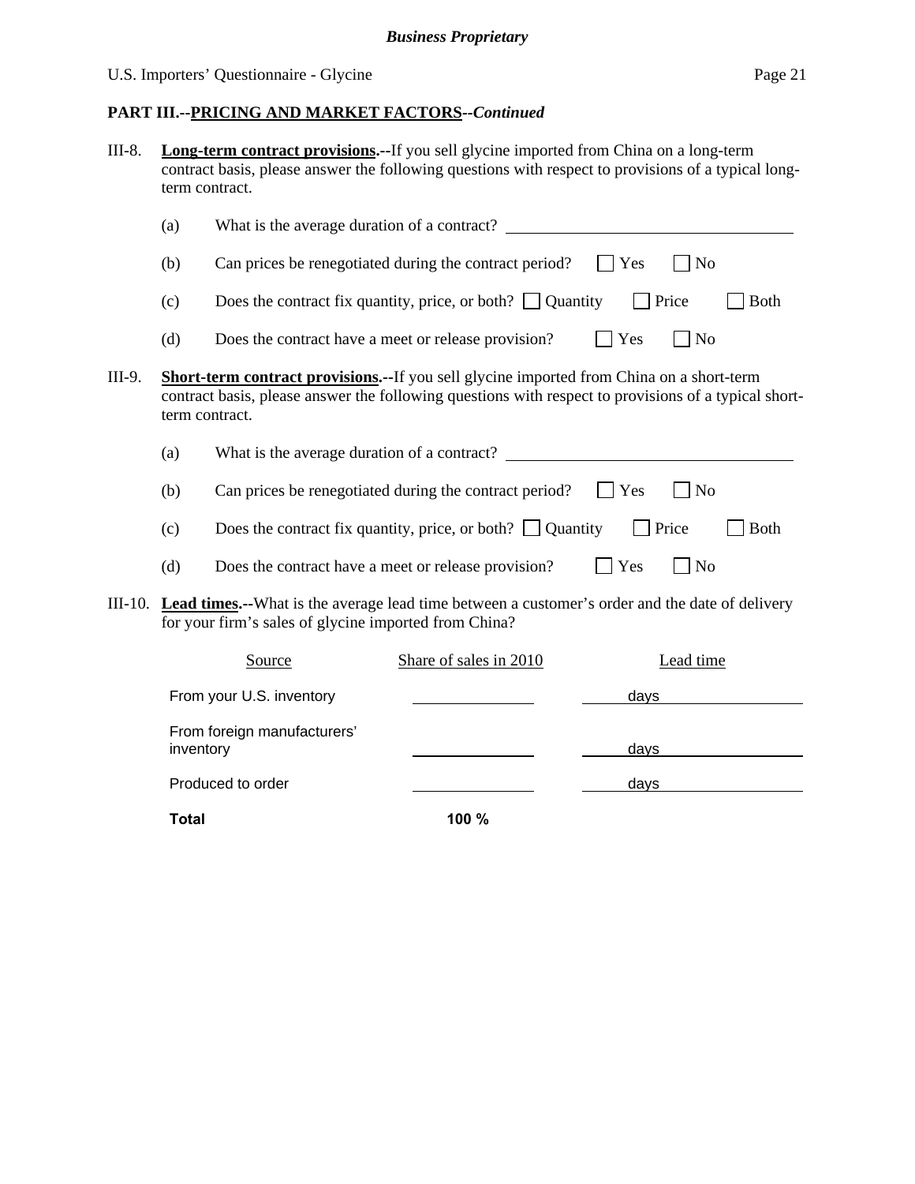**PART III.--PRICING AND MARKET FACTORS--*Continued***

III-8. **Long-term contract provisions.--**If you sell glycine imported from China on a long-term contract basis, please answer the following questions with respect to provisions of a typical long-term contract.

(a) What is the average duration of a contract? ________________________________

(b) Can prices be renegotiated during the contract period? ☐ Yes ☐ No

(c) Does the contract fix quantity, price, or both? ☐ Quantity ☐ Price ☐ Both

(d) Does the contract have a meet or release provision? ☐ Yes ☐ No

III-9. **Short-term contract provisions.--**If you sell glycine imported from China on a short-term contract basis, please answer the following questions with respect to provisions of a typical short-term contract.

(a) What is the average duration of a contract? ________________________________

(b) Can prices be renegotiated during the contract period? ☐ Yes ☐ No

(c) Does the contract fix quantity, price, or both? ☐ Quantity ☐ Price ☐ Both

(d) Does the contract have a meet or release provision? ☐ Yes ☐ No

III-10. **Lead times.--**What is the average lead time between a customer's order and the date of delivery for your firm's sales of glycine imported from China?

| Source | Share of sales in 2010 | Lead time |
|---|---|---|
| From your U.S. inventory | | days |
| From foreign manufacturers' inventory | | days |
| Produced to order | | days |
| **Total** | **100 %** | |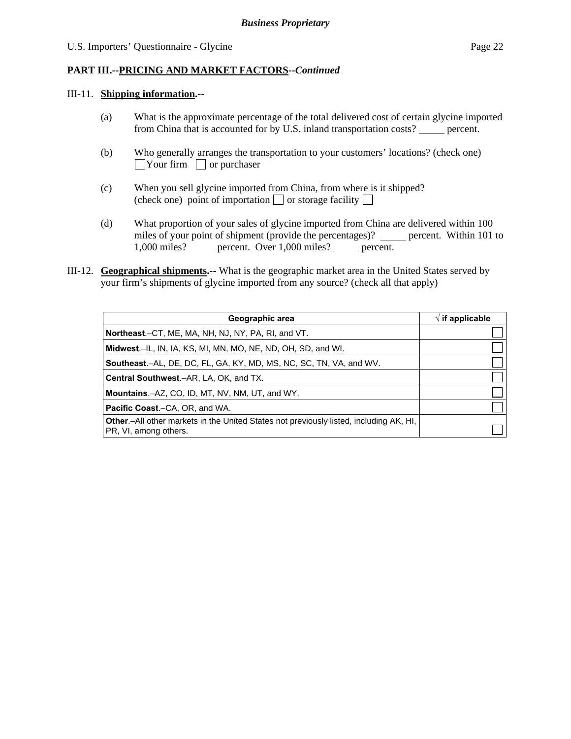## PART III.--PRICING AND MARKET FACTORS--*Continued*

III-11. **Shipping information.--**

(a) What is the approximate percentage of the total delivered cost of certain glycine imported from China that is accounted for by U.S. inland transportation costs? _____ percent.

(b) Who generally arranges the transportation to your customers' locations? (check one)
☐ Your firm ☐ or purchaser

(c) When you sell glycine imported from China, from where is it shipped?
(check one) point of importation ☐ or storage facility ☐

(d) What proportion of your sales of glycine imported from China are delivered within 100 miles of your point of shipment (provide the percentages)? _____ percent. Within 101 to 1,000 miles? _____ percent. Over 1,000 miles? _____ percent.

III-12. **Geographical shipments.--** What is the geographic market area in the United States served by your firm's shipments of glycine imported from any source? (check all that apply)

| Geographic area | √ if applicable |
|---|---|
| **Northeast**.–CT, ME, MA, NH, NJ, NY, PA, RI, and VT. | ☐ |
| **Midwest**.–IL, IN, IA, KS, MI, MN, MO, NE, ND, OH, SD, and WI. | ☐ |
| **Southeast**.–AL, DE, DC, FL, GA, KY, MD, MS, NC, SC, TN, VA, and WV. | ☐ |
| **Central Southwest**.–AR, LA, OK, and TX. | ☐ |
| **Mountains**.–AZ, CO, ID, MT, NV, NM, UT, and WY. | ☐ |
| **Pacific Coast**.–CA, OR, and WA. | ☐ |
| **Other**.–All other markets in the United States not previously listed, including AK, HI, PR, VI, among others. | ☐ |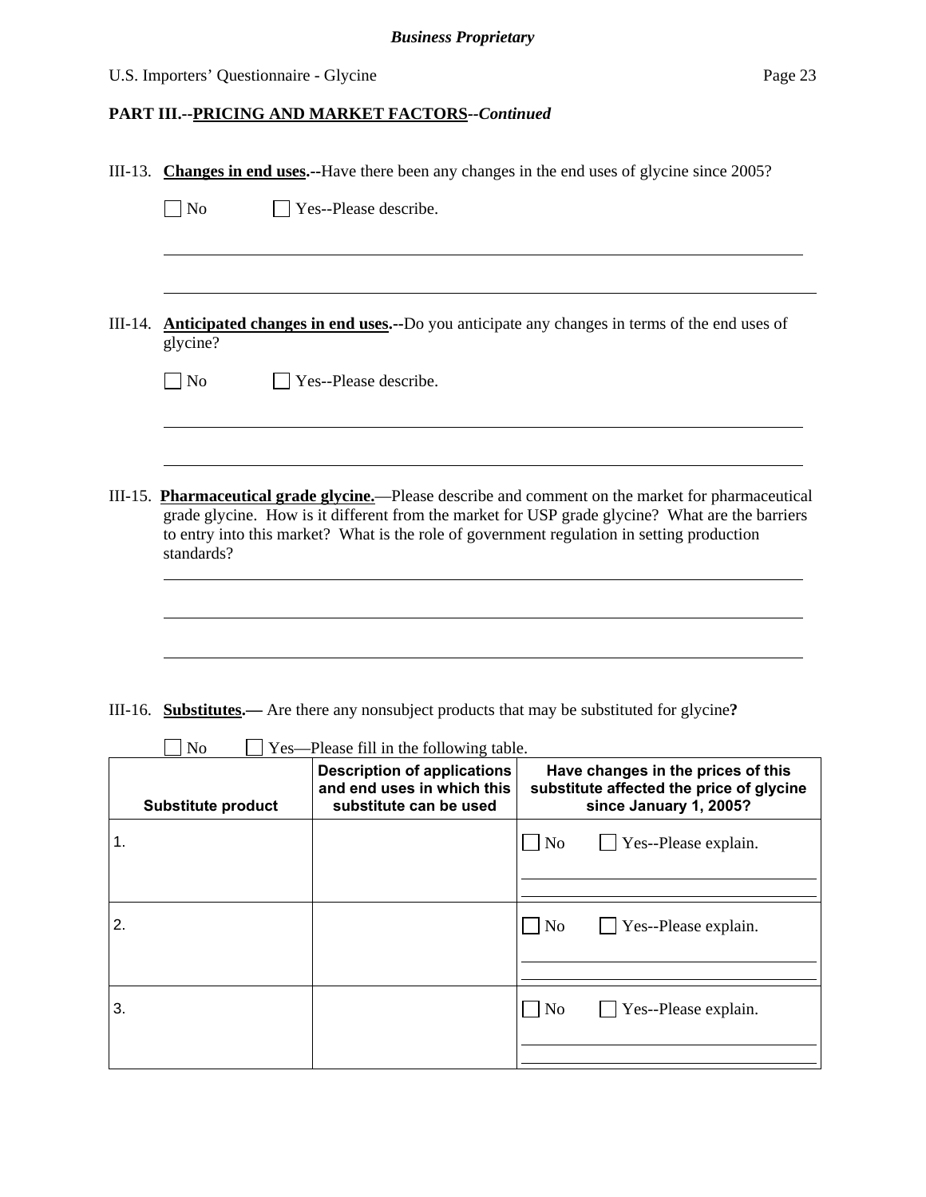## PART III.--PRICING AND MARKET FACTORS--*Continued*

III-13. **Changes in end uses.--**Have there been any changes in the end uses of glycine since 2005?

☐ No ☐ Yes--Please describe.

______________________________________________________________________________

______________________________________________________________________________

III-14. **Anticipated changes in end uses.--**Do you anticipate any changes in terms of the end uses of glycine?

☐ No ☐ Yes--Please describe.

______________________________________________________________________________

______________________________________________________________________________

III-15. **Pharmaceutical grade glycine.**—Please describe and comment on the market for pharmaceutical grade glycine. How is it different from the market for USP grade glycine? What are the barriers to entry into this market? What is the role of government regulation in setting production standards?

______________________________________________________________________________

______________________________________________________________________________

______________________________________________________________________________

III-16. **Substitutes.—** Are there any nonsubject products that may be substituted for glycine**?**

☐ No ☐ Yes—Please fill in the following table.

| Substitute product | Description of applications and end uses in which this substitute can be used | Have changes in the prices of this substitute affected the price of glycine since January 1, 2005? |
|---|---|---|
| 1. | | ☐ No ☐ Yes--Please explain. |
| 2. | | ☐ No ☐ Yes--Please explain. |
| 3. | | ☐ No ☐ Yes--Please explain. |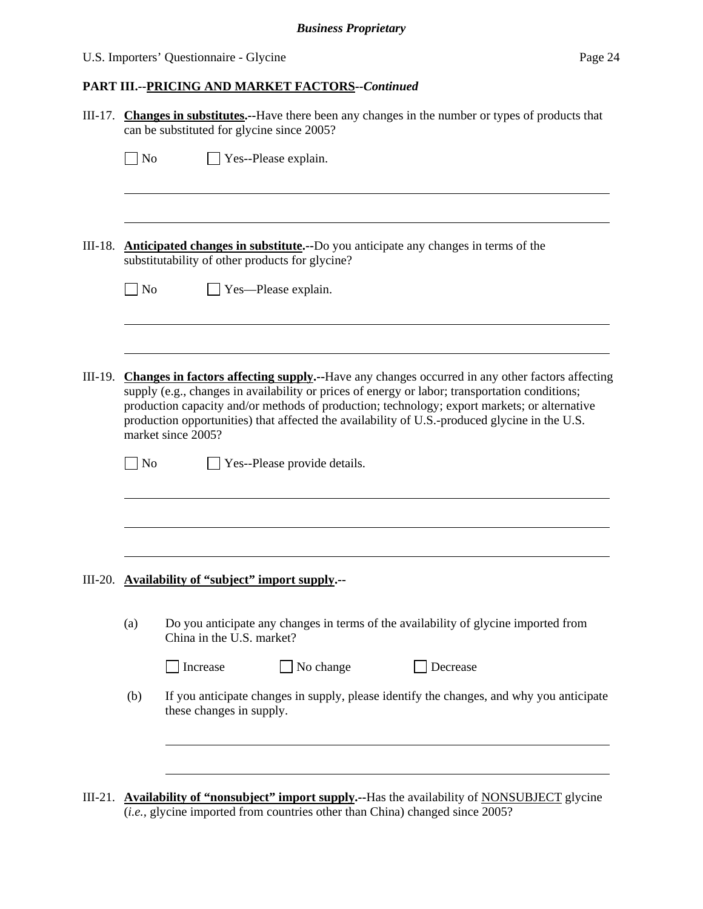**PART III.--PRICING AND MARKET FACTORS--*Continued***

III-17. **Changes in substitutes.--**Have there been any changes in the number or types of products that can be substituted for glycine since 2005?

☐ No ☐ Yes--Please explain.

______________________________________________________________________

______________________________________________________________________

III-18. **Anticipated changes in substitute.--**Do you anticipate any changes in terms of the substitutability of other products for glycine?

☐ No ☐ Yes—Please explain.

______________________________________________________________________

______________________________________________________________________

III-19. **Changes in factors affecting supply.--**Have any changes occurred in any other factors affecting supply (e.g., changes in availability or prices of energy or labor; transportation conditions; production capacity and/or methods of production; technology; export markets; or alternative production opportunities) that affected the availability of U.S.-produced glycine in the U.S. market since 2005?

☐ No ☐ Yes--Please provide details.

______________________________________________________________________

______________________________________________________________________

______________________________________________________________________

III-20. **Availability of "subject" import supply.--**

(a) Do you anticipate any changes in terms of the availability of glycine imported from China in the U.S. market?

☐ Increase ☐ No change ☐ Decrease

(b) If you anticipate changes in supply, please identify the changes, and why you anticipate these changes in supply.

______________________________________________________________________

______________________________________________________________________

III-21. **Availability of "nonsubject" import supply.--**Has the availability of NONSUBJECT glycine (*i.e.*, glycine imported from countries other than China) changed since 2005?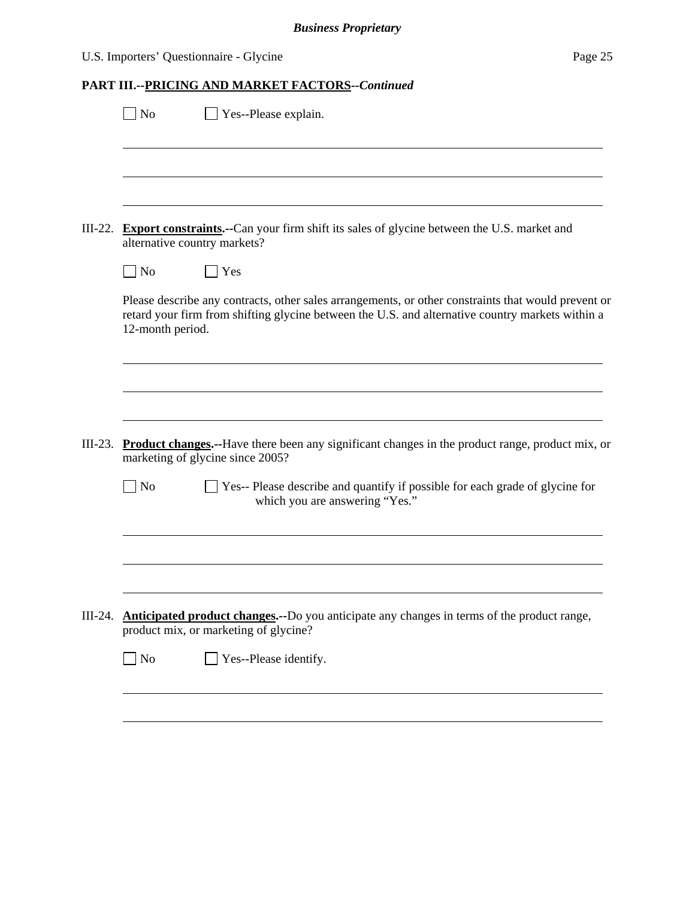**Business Proprietary**

**PART III.--PRICING AND MARKET FACTORS--*Continued***

☐ No ☐ Yes--Please explain.

______________________________________________________________________

______________________________________________________________________

______________________________________________________________________

III-22. **Export constraints.--**Can your firm shift its sales of glycine between the U.S. market and alternative country markets?

☐ No ☐ Yes

Please describe any contracts, other sales arrangements, or other constraints that would prevent or retard your firm from shifting glycine between the U.S. and alternative country markets within a 12-month period.

______________________________________________________________________

______________________________________________________________________

______________________________________________________________________

III-23. **Product changes.--**Have there been any significant changes in the product range, product mix, or marketing of glycine since 2005?

☐ No ☐ Yes-- Please describe and quantify if possible for each grade of glycine for which you are answering "Yes."

______________________________________________________________________

______________________________________________________________________

______________________________________________________________________

III-24. **Anticipated product changes.--**Do you anticipate any changes in terms of the product range, product mix, or marketing of glycine?

☐ No ☐ Yes--Please identify.

______________________________________________________________________

______________________________________________________________________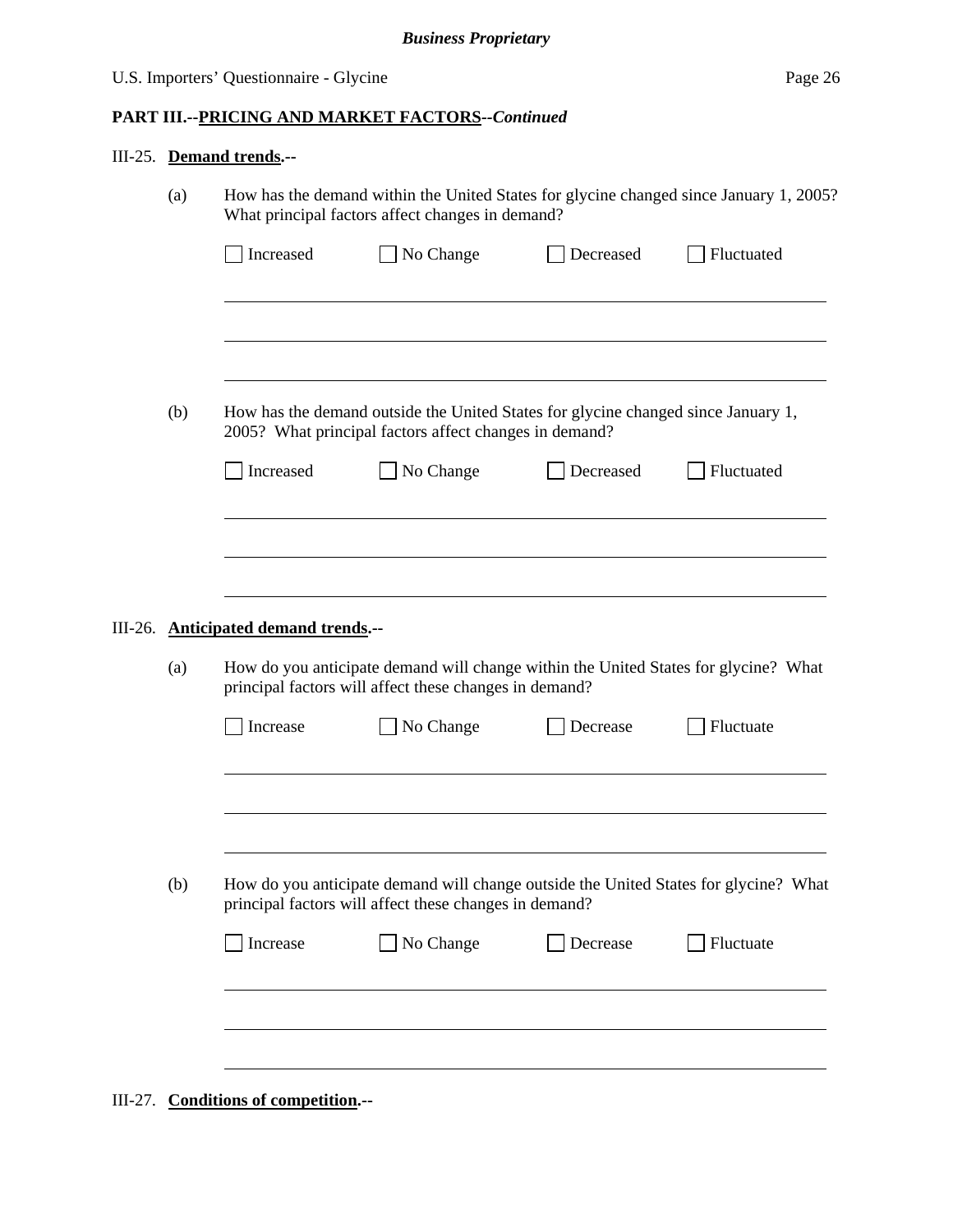**PART III.--PRICING AND MARKET FACTORS--*Continued***

III-25. **Demand trends.--**

(a) How has the demand within the United States for glycine changed since January 1, 2005? What principal factors affect changes in demand?

☐ Increased ☐ No Change ☐ Decreased ☐ Fluctuated

(b) How has the demand outside the United States for glycine changed since January 1, 2005? What principal factors affect changes in demand?

☐ Increased ☐ No Change ☐ Decreased ☐ Fluctuated

III-26. **Anticipated demand trends.--**

(a) How do you anticipate demand will change within the United States for glycine? What principal factors will affect these changes in demand?

☐ Increase ☐ No Change ☐ Decrease ☐ Fluctuate

(b) How do you anticipate demand will change outside the United States for glycine? What principal factors will affect these changes in demand?

☐ Increase ☐ No Change ☐ Decrease ☐ Fluctuate

III-27. **Conditions of competition.--**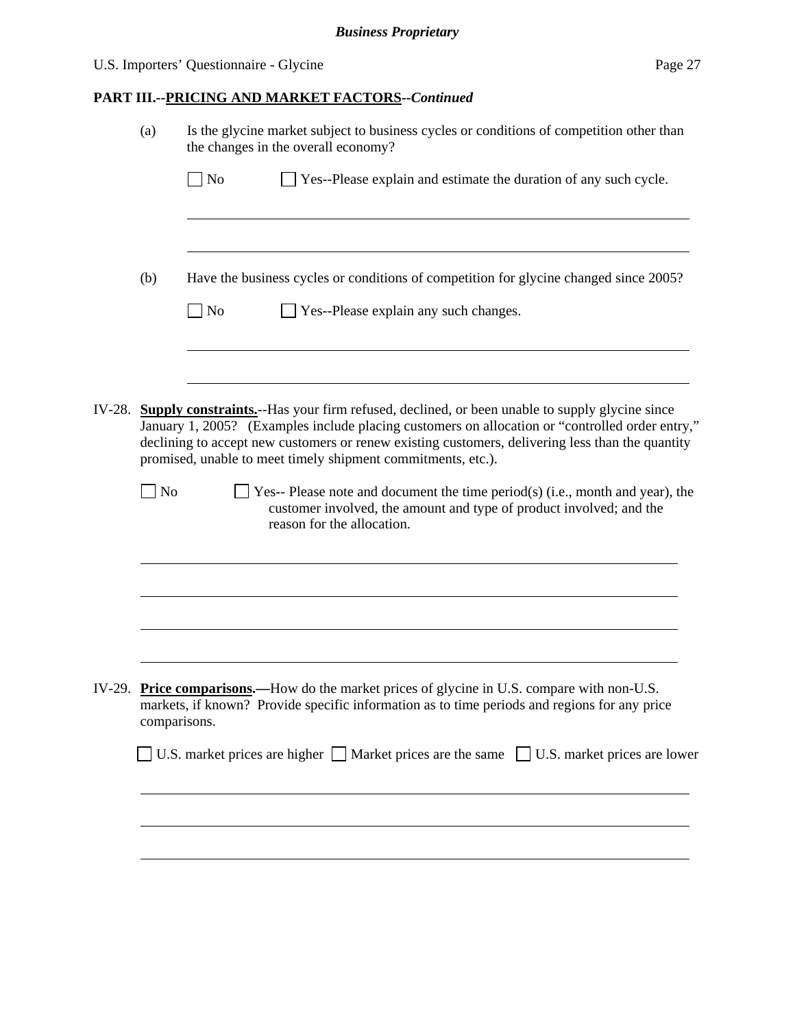**PART III.--PRICING AND MARKET FACTORS--*Continued***

(a) Is the glycine market subject to business cycles or conditions of competition other than the changes in the overall economy?

☐ No ☐ Yes--Please explain and estimate the duration of any such cycle.

(b) Have the business cycles or conditions of competition for glycine changed since 2005?

☐ No ☐ Yes--Please explain any such changes.

IV-28. **Supply constraints.**--Has your firm refused, declined, or been unable to supply glycine since January 1, 2005? (Examples include placing customers on allocation or "controlled order entry," declining to accept new customers or renew existing customers, delivering less than the quantity promised, unable to meet timely shipment commitments, etc.).

☐ No ☐ Yes-- Please note and document the time period(s) (i.e., month and year), the customer involved, the amount and type of product involved; and the reason for the allocation.

IV-29. **Price comparisons.—**How do the market prices of glycine in U.S. compare with non-U.S. markets, if known? Provide specific information as to time periods and regions for any price comparisons.

☐ U.S. market prices are higher ☐ Market prices are the same ☐ U.S. market prices are lower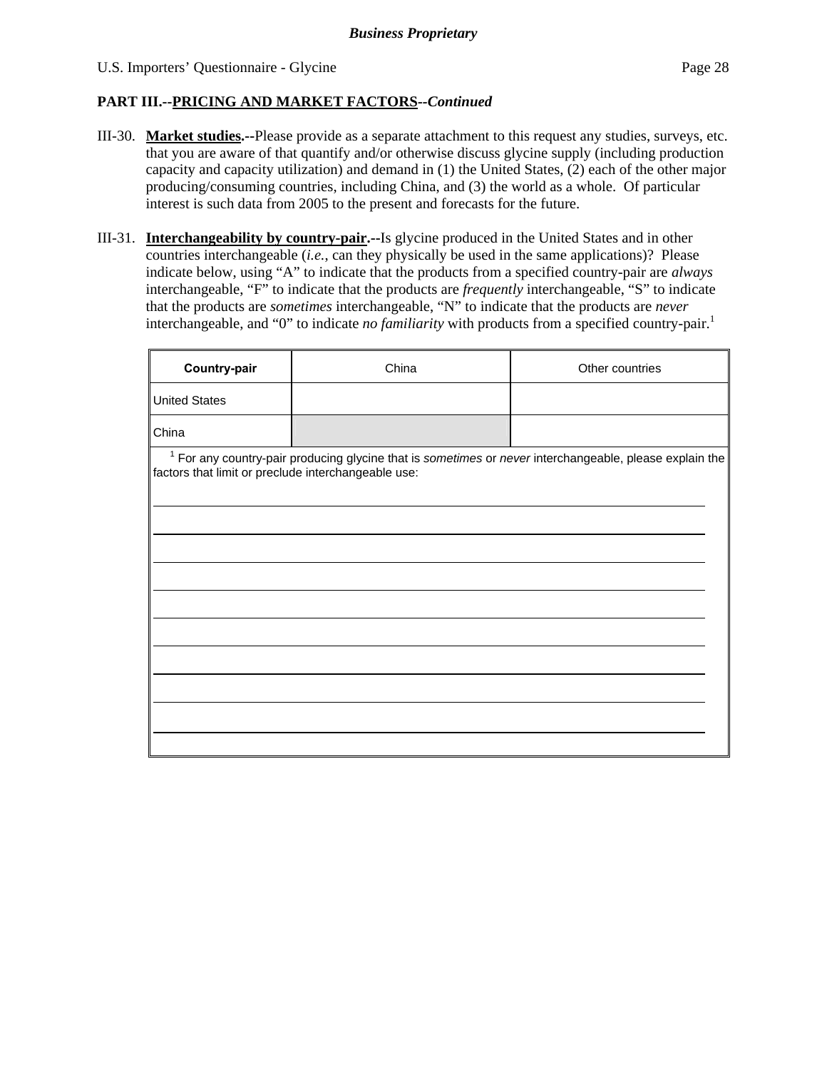**Business Proprietary**

U.S. Importers' Questionnaire - Glycine

**PART III.--PRICING AND MARKET FACTORS--*Continued***

III-30. **Market studies.--**Please provide as a separate attachment to this request any studies, surveys, etc. that you are aware of that quantify and/or otherwise discuss glycine supply (including production capacity and capacity utilization) and demand in (1) the United States, (2) each of the other major producing/consuming countries, including China, and (3) the world as a whole. Of particular interest is such data from 2005 to the present and forecasts for the future.

III-31. **Interchangeability by country-pair.--**Is glycine produced in the United States and in other countries interchangeable (*i.e.*, can they physically be used in the same applications)? Please indicate below, using "A" to indicate that the products from a specified country-pair are *always* interchangeable, "F" to indicate that the products are *frequently* interchangeable, "S" to indicate that the products are *sometimes* interchangeable, "N" to indicate that the products are *never* interchangeable, and "0" to indicate *no familiarity* with products from a specified country-pair.[1]

| **Country-pair** | China | Other countries |
|---|---|---|
| United States | | |
| China | | |

[1] For any country-pair producing glycine that is *sometimes* or *never* interchangeable, please explain the factors that limit or preclude interchangeable use:

_______________________________________________

_______________________________________________

_______________________________________________

_______________________________________________

_______________________________________________

_______________________________________________

_______________________________________________

_______________________________________________

_______________________________________________

_______________________________________________

_______________________________________________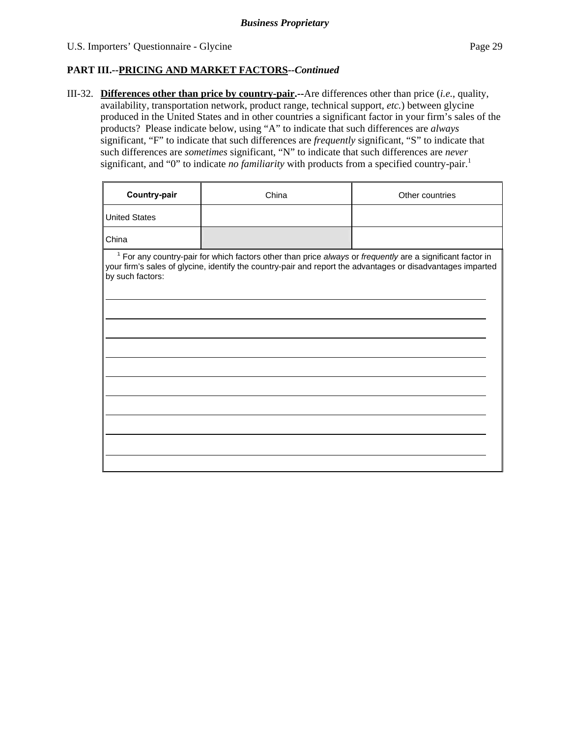**Business Proprietary**

U.S. Importers' Questionnaire - Glycine

## PART III.--PRICING AND MARKET FACTORS--*Continued*

III-32. **Differences other than price by country-pair.**--Are differences other than price (*i.e.*, quality, availability, transportation network, product range, technical support, *etc.*) between glycine produced in the United States and in other countries a significant factor in your firm's sales of the products? Please indicate below, using "A" to indicate that such differences are *always* significant, "F" to indicate that such differences are *frequently* significant, "S" to indicate that such differences are *sometimes* significant, "N" to indicate that such differences are *never* significant, and "0" to indicate *no familiarity* with products from a specified country-pair.[1]

| Country-pair | China | Other countries |
|---|---|---|
| United States | | |
| China | | |

[1] For any country-pair for which factors other than price *always* or *frequently* are a significant factor in your firm's sales of glycine, identify the country-pair and report the advantages or disadvantages imparted by such factors:

______________________________________________________________________

______________________________________________________________________

______________________________________________________________________

______________________________________________________________________

______________________________________________________________________

______________________________________________________________________

______________________________________________________________________

______________________________________________________________________

______________________________________________________________________

______________________________________________________________________